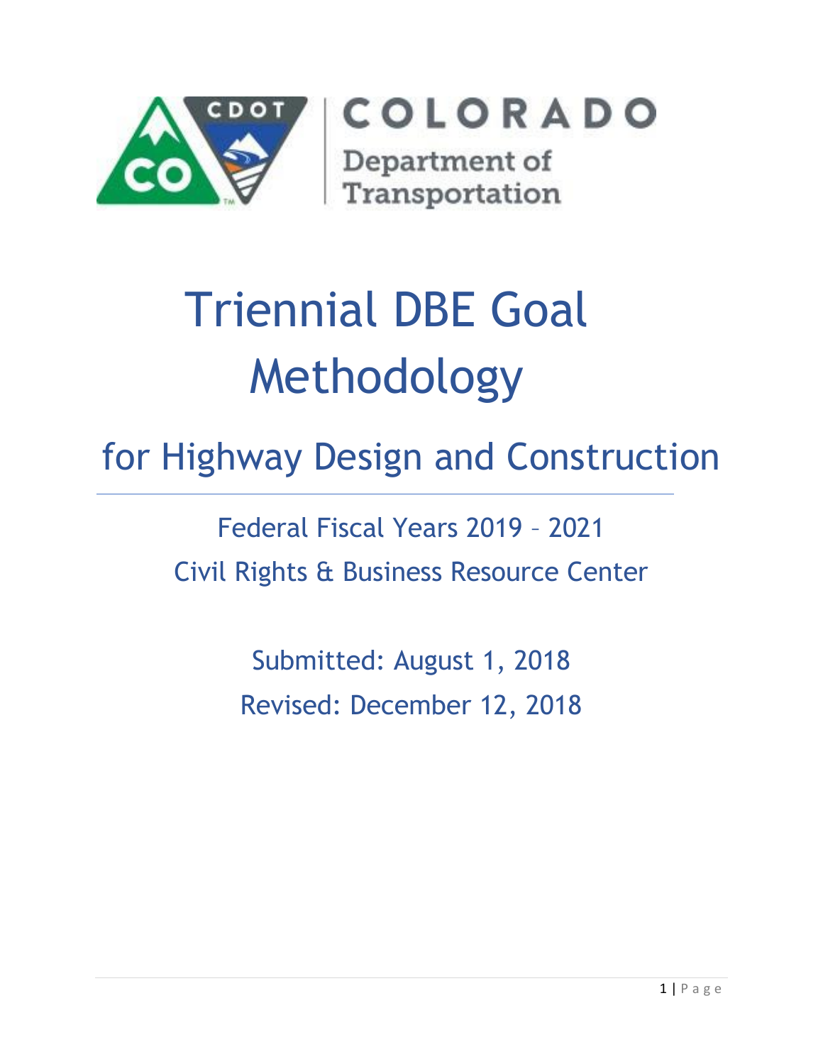COLORADO

Department of Transportation

# Triennial DBE Goal Methodology

## for Highway Design and Construction

Federal Fiscal Years 2019 – 2021

Civil Rights & Business Resource Center

Submitted: August 1, 2018

Revised: December 12, 2018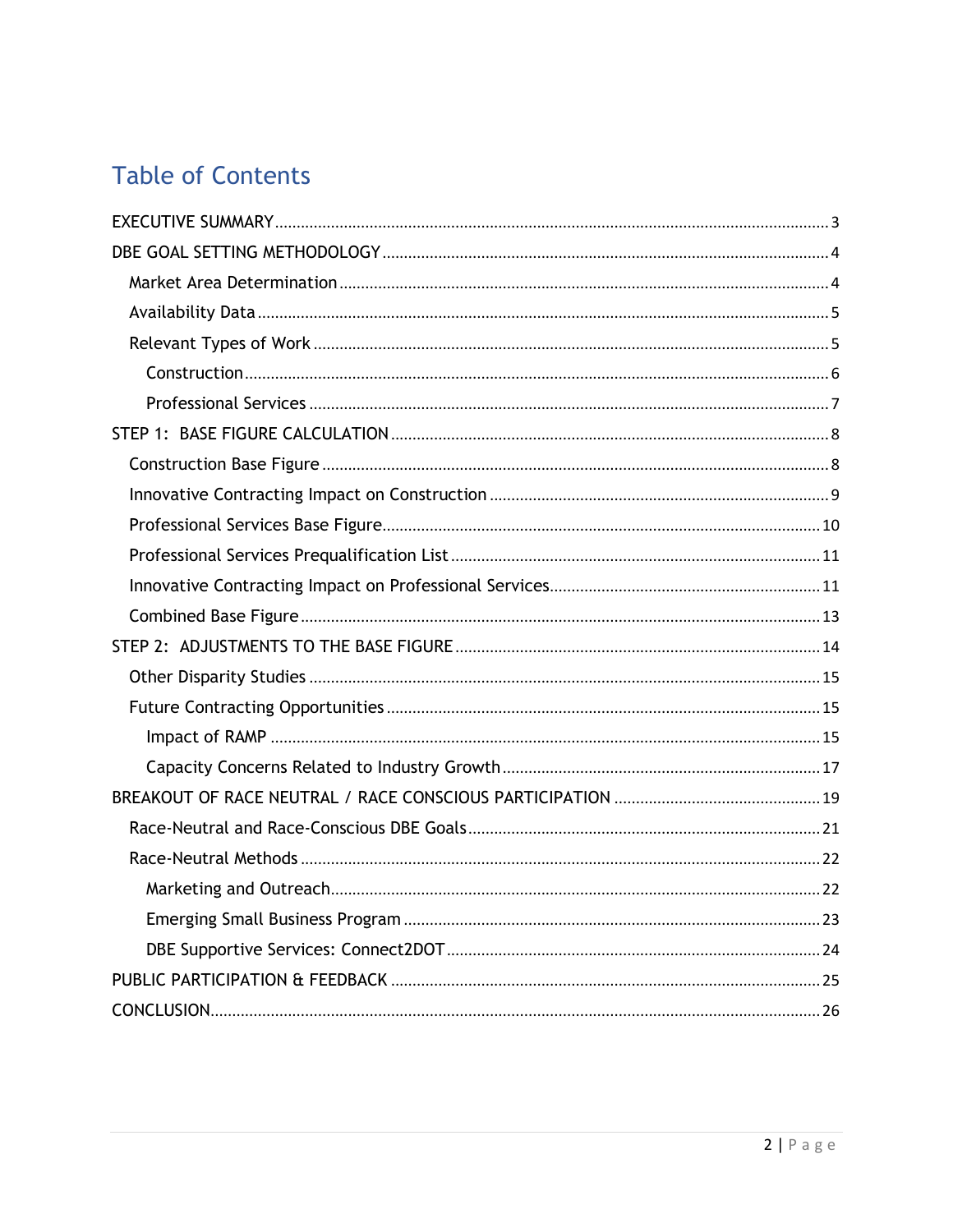# Table of Contents

- EXECUTIVE SUMMARY ..... 3
- DBE GOAL SETTING METHODOLOGY ..... 4
  - Market Area Determination ..... 4
  - Availability Data ..... 5
  - Relevant Types of Work ..... 5
    - Construction ..... 6
    - Professional Services ..... 7
- STEP 1: BASE FIGURE CALCULATION ..... 8
  - Construction Base Figure ..... 8
  - Innovative Contracting Impact on Construction ..... 9
  - Professional Services Base Figure ..... 10
  - Professional Services Prequalification List ..... 11
  - Innovative Contracting Impact on Professional Services ..... 11
  - Combined Base Figure ..... 13
- STEP 2: ADJUSTMENTS TO THE BASE FIGURE ..... 14
  - Other Disparity Studies ..... 15
  - Future Contracting Opportunities ..... 15
    - Impact of RAMP ..... 15
    - Capacity Concerns Related to Industry Growth ..... 17
- BREAKOUT OF RACE NEUTRAL / RACE CONSCIOUS PARTICIPATION ..... 19
  - Race-Neutral and Race-Conscious DBE Goals ..... 21
  - Race-Neutral Methods ..... 22
    - Marketing and Outreach ..... 22
    - Emerging Small Business Program ..... 23
    - DBE Supportive Services: Connect2DOT ..... 24
- PUBLIC PARTICIPATION & FEEDBACK ..... 25
- CONCLUSION ..... 26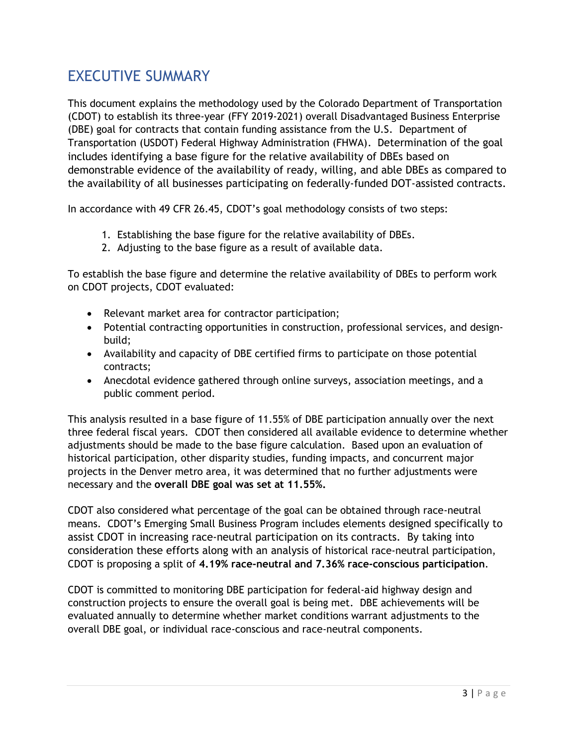# EXECUTIVE SUMMARY

This document explains the methodology used by the Colorado Department of Transportation (CDOT) to establish its three-year (FFY 2019-2021) overall Disadvantaged Business Enterprise (DBE) goal for contracts that contain funding assistance from the U.S. Department of Transportation (USDOT) Federal Highway Administration (FHWA). Determination of the goal includes identifying a base figure for the relative availability of DBEs based on demonstrable evidence of the availability of ready, willing, and able DBEs as compared to the availability of all businesses participating on federally-funded DOT-assisted contracts.

In accordance with 49 CFR 26.45, CDOT's goal methodology consists of two steps:

1. Establishing the base figure for the relative availability of DBEs.
2. Adjusting to the base figure as a result of available data.

To establish the base figure and determine the relative availability of DBEs to perform work on CDOT projects, CDOT evaluated:

- Relevant market area for contractor participation;
- Potential contracting opportunities in construction, professional services, and design-build;
- Availability and capacity of DBE certified firms to participate on those potential contracts;
- Anecdotal evidence gathered through online surveys, association meetings, and a public comment period.

This analysis resulted in a base figure of 11.55% of DBE participation annually over the next three federal fiscal years. CDOT then considered all available evidence to determine whether adjustments should be made to the base figure calculation. Based upon an evaluation of historical participation, other disparity studies, funding impacts, and concurrent major projects in the Denver metro area, it was determined that no further adjustments were necessary and the **overall DBE goal was set at 11.55%.**

CDOT also considered what percentage of the goal can be obtained through race-neutral means. CDOT's Emerging Small Business Program includes elements designed specifically to assist CDOT in increasing race-neutral participation on its contracts. By taking into consideration these efforts along with an analysis of historical race-neutral participation, CDOT is proposing a split of **4.19% race-neutral and 7.36% race-conscious participation**.

CDOT is committed to monitoring DBE participation for federal-aid highway design and construction projects to ensure the overall goal is being met. DBE achievements will be evaluated annually to determine whether market conditions warrant adjustments to the overall DBE goal, or individual race-conscious and race-neutral components.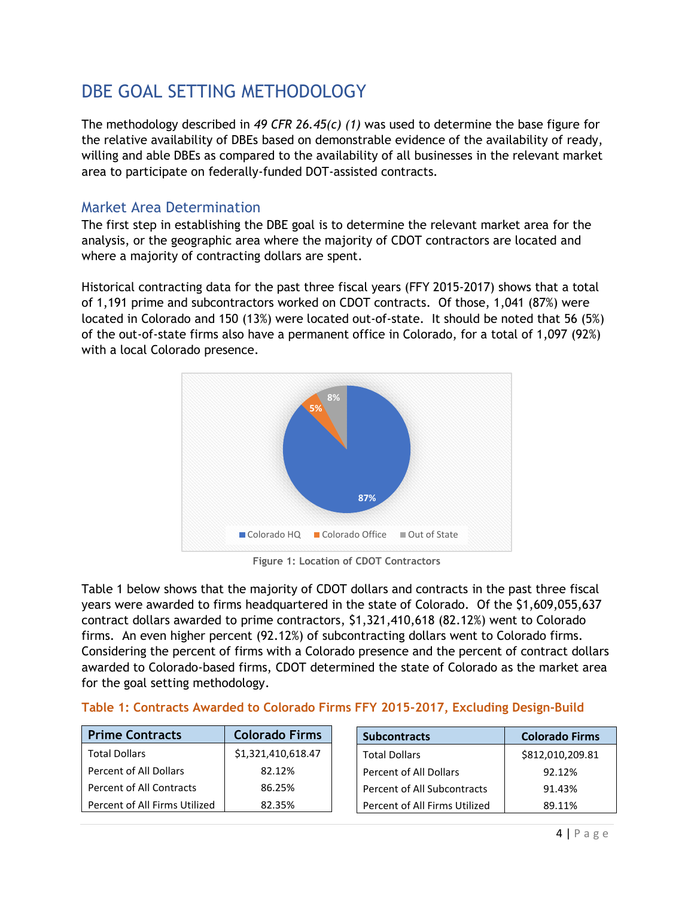# DBE GOAL SETTING METHODOLOGY

The methodology described in *49 CFR 26.45(c) (1)* was used to determine the base figure for the relative availability of DBEs based on demonstrable evidence of the availability of ready, willing and able DBEs as compared to the availability of all businesses in the relevant market area to participate on federally-funded DOT-assisted contracts.

## Market Area Determination

The first step in establishing the DBE goal is to determine the relevant market area for the analysis, or the geographic area where the majority of CDOT contractors are located and where a majority of contracting dollars are spent.

Historical contracting data for the past three fiscal years (FFY 2015-2017) shows that a total of 1,191 prime and subcontractors worked on CDOT contracts. Of those, 1,041 (87%) were located in Colorado and 150 (13%) were located out-of-state. It should be noted that 56 (5%) of the out-of-state firms also have a permanent office in Colorado, for a total of 1,097 (92%) with a local Colorado presence.

Figure 1: Location of CDOT Contractors

Table 1 below shows that the majority of CDOT dollars and contracts in the past three fiscal years were awarded to firms headquartered in the state of Colorado. Of the $1,609,055,637 contract dollars awarded to prime contractors, $1,321,410,618 (82.12%) went to Colorado firms. An even higher percent (92.12%) of subcontracting dollars went to Colorado firms. Considering the percent of firms with a Colorado presence and the percent of contract dollars awarded to Colorado-based firms, CDOT determined the state of Colorado as the market area for the goal setting methodology.

**Table 1: Contracts Awarded to Colorado Firms FFY 2015-2017, Excluding Design-Build**

| Prime Contracts | Colorado Firms |
|---|---|
| Total Dollars | $1,321,410,618.47 |
| Percent of All Dollars | 82.12% |
| Percent of All Contracts | 86.25% |
| Percent of All Firms Utilized | 82.35% |

| Subcontracts | Colorado Firms |
|---|---|
| Total Dollars | $812,010,209.81 |
| Percent of All Dollars | 92.12% |
| Percent of All Subcontracts | 91.43% |
| Percent of All Firms Utilized | 89.11% |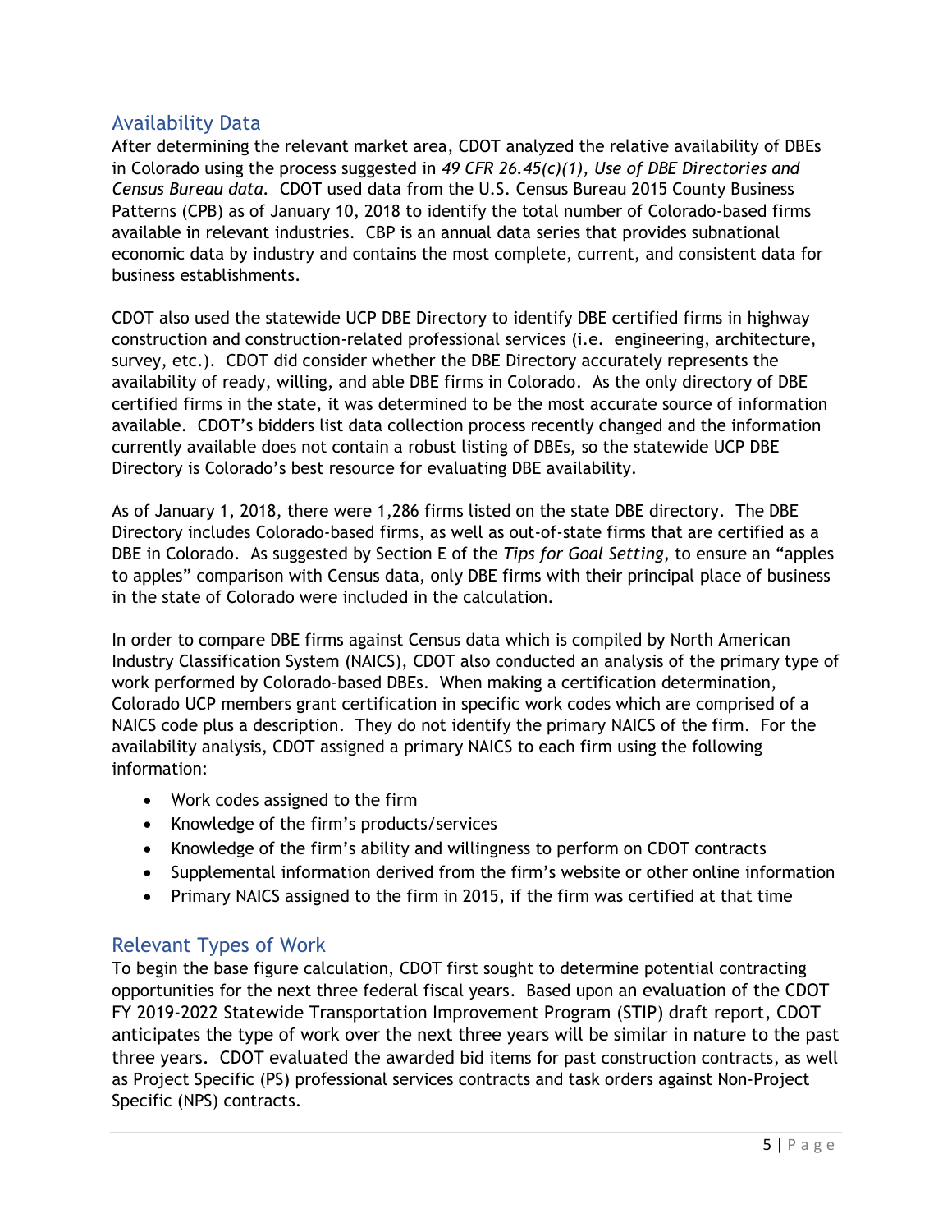## Availability Data

After determining the relevant market area, CDOT analyzed the relative availability of DBEs in Colorado using the process suggested in *49 CFR 26.45(c)(1), Use of DBE Directories and Census Bureau data*. CDOT used data from the U.S. Census Bureau 2015 County Business Patterns (CPB) as of January 10, 2018 to identify the total number of Colorado-based firms available in relevant industries. CBP is an annual data series that provides subnational economic data by industry and contains the most complete, current, and consistent data for business establishments.

CDOT also used the statewide UCP DBE Directory to identify DBE certified firms in highway construction and construction-related professional services (i.e. engineering, architecture, survey, etc.). CDOT did consider whether the DBE Directory accurately represents the availability of ready, willing, and able DBE firms in Colorado. As the only directory of DBE certified firms in the state, it was determined to be the most accurate source of information available. CDOT's bidders list data collection process recently changed and the information currently available does not contain a robust listing of DBEs, so the statewide UCP DBE Directory is Colorado's best resource for evaluating DBE availability.

As of January 1, 2018, there were 1,286 firms listed on the state DBE directory. The DBE Directory includes Colorado-based firms, as well as out-of-state firms that are certified as a DBE in Colorado. As suggested by Section E of the *Tips for Goal Setting*, to ensure an "apples to apples" comparison with Census data, only DBE firms with their principal place of business in the state of Colorado were included in the calculation.

In order to compare DBE firms against Census data which is compiled by North American Industry Classification System (NAICS), CDOT also conducted an analysis of the primary type of work performed by Colorado-based DBEs. When making a certification determination, Colorado UCP members grant certification in specific work codes which are comprised of a NAICS code plus a description. They do not identify the primary NAICS of the firm. For the availability analysis, CDOT assigned a primary NAICS to each firm using the following information:

- Work codes assigned to the firm
- Knowledge of the firm's products/services
- Knowledge of the firm's ability and willingness to perform on CDOT contracts
- Supplemental information derived from the firm's website or other online information
- Primary NAICS assigned to the firm in 2015, if the firm was certified at that time

## Relevant Types of Work

To begin the base figure calculation, CDOT first sought to determine potential contracting opportunities for the next three federal fiscal years. Based upon an evaluation of the CDOT FY 2019-2022 Statewide Transportation Improvement Program (STIP) draft report, CDOT anticipates the type of work over the next three years will be similar in nature to the past three years. CDOT evaluated the awarded bid items for past construction contracts, as well as Project Specific (PS) professional services contracts and task orders against Non-Project Specific (NPS) contracts.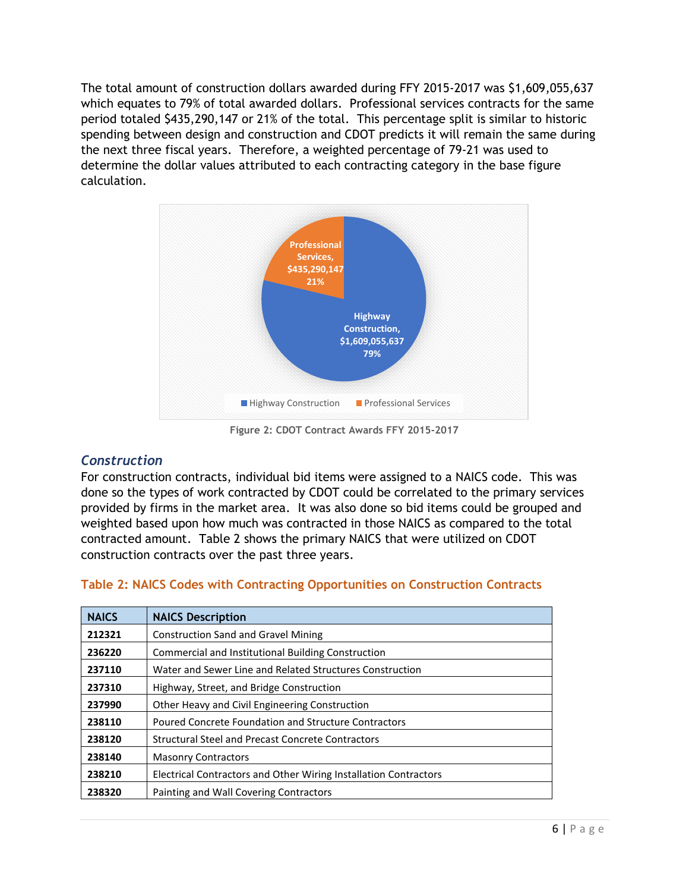The total amount of construction dollars awarded during FFY 2015-2017 was $1,609,055,637 which equates to 79% of total awarded dollars. Professional services contracts for the same period totaled $435,290,147 or 21% of the total. This percentage split is similar to historic spending between design and construction and CDOT predicts it will remain the same during the next three fiscal years. Therefore, a weighted percentage of 79-21 was used to determine the dollar values attributed to each contracting category in the base figure calculation.

Figure 2: CDOT Contract Awards FFY 2015-2017

## *Construction*

For construction contracts, individual bid items were assigned to a NAICS code. This was done so the types of work contracted by CDOT could be correlated to the primary services provided by firms in the market area. It was also done so bid items could be grouped and weighted based upon how much was contracted in those NAICS as compared to the total contracted amount. Table 2 shows the primary NAICS that were utilized on CDOT construction contracts over the past three years.

### Table 2: NAICS Codes with Contracting Opportunities on Construction Contracts

| NAICS | NAICS Description |
|---|---|
| **212321** | Construction Sand and Gravel Mining |
| **236220** | Commercial and Institutional Building Construction |
| **237110** | Water and Sewer Line and Related Structures Construction |
| **237310** | Highway, Street, and Bridge Construction |
| **237990** | Other Heavy and Civil Engineering Construction |
| **238110** | Poured Concrete Foundation and Structure Contractors |
| **238120** | Structural Steel and Precast Concrete Contractors |
| **238140** | Masonry Contractors |
| **238210** | Electrical Contractors and Other Wiring Installation Contractors |
| **238320** | Painting and Wall Covering Contractors |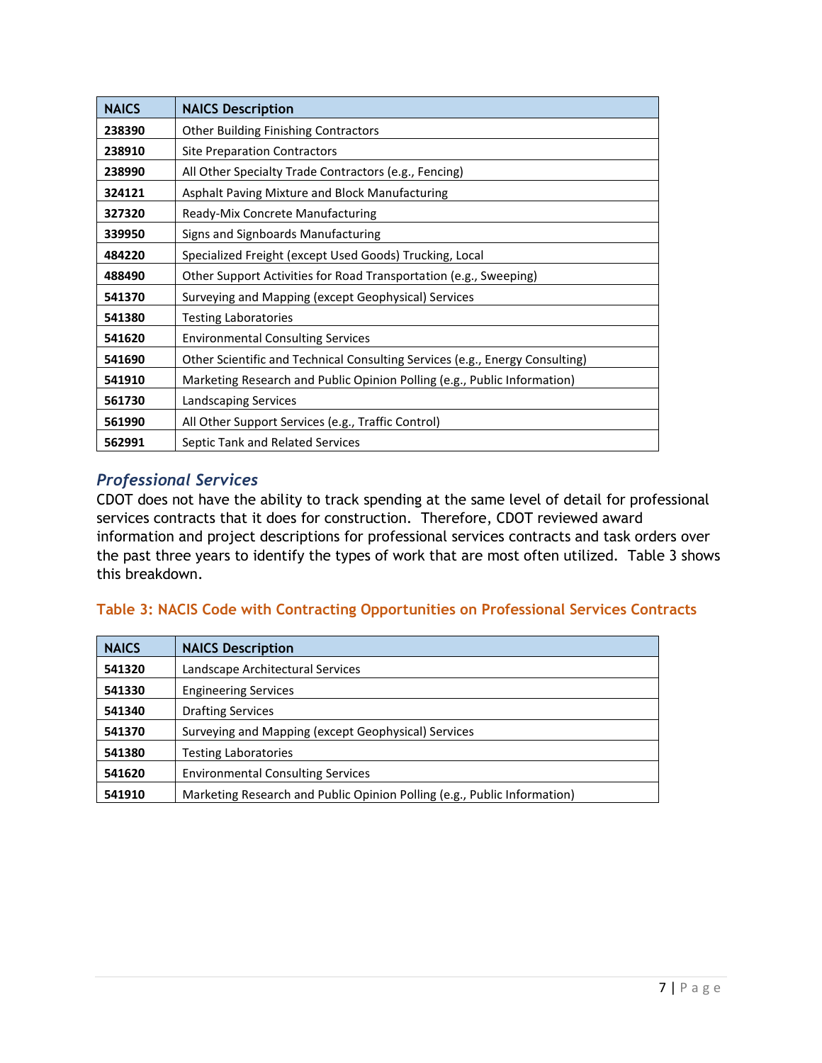| NAICS | NAICS Description |
|---|---|
| 238390 | Other Building Finishing Contractors |
| 238910 | Site Preparation Contractors |
| 238990 | All Other Specialty Trade Contractors (e.g., Fencing) |
| 324121 | Asphalt Paving Mixture and Block Manufacturing |
| 327320 | Ready-Mix Concrete Manufacturing |
| 339950 | Signs and Signboards Manufacturing |
| 484220 | Specialized Freight (except Used Goods) Trucking, Local |
| 488490 | Other Support Activities for Road Transportation (e.g., Sweeping) |
| 541370 | Surveying and Mapping (except Geophysical) Services |
| 541380 | Testing Laboratories |
| 541620 | Environmental Consulting Services |
| 541690 | Other Scientific and Technical Consulting Services (e.g., Energy Consulting) |
| 541910 | Marketing Research and Public Opinion Polling (e.g., Public Information) |
| 561730 | Landscaping Services |
| 561990 | All Other Support Services (e.g., Traffic Control) |
| 562991 | Septic Tank and Related Services |

## *Professional Services*

CDOT does not have the ability to track spending at the same level of detail for professional services contracts that it does for construction. Therefore, CDOT reviewed award information and project descriptions for professional services contracts and task orders over the past three years to identify the types of work that are most often utilized. Table 3 shows this breakdown.

**Table 3: NACIS Code with Contracting Opportunities on Professional Services Contracts**

| NAICS | NAICS Description |
|---|---|
| 541320 | Landscape Architectural Services |
| 541330 | Engineering Services |
| 541340 | Drafting Services |
| 541370 | Surveying and Mapping (except Geophysical) Services |
| 541380 | Testing Laboratories |
| 541620 | Environmental Consulting Services |
| 541910 | Marketing Research and Public Opinion Polling (e.g., Public Information) |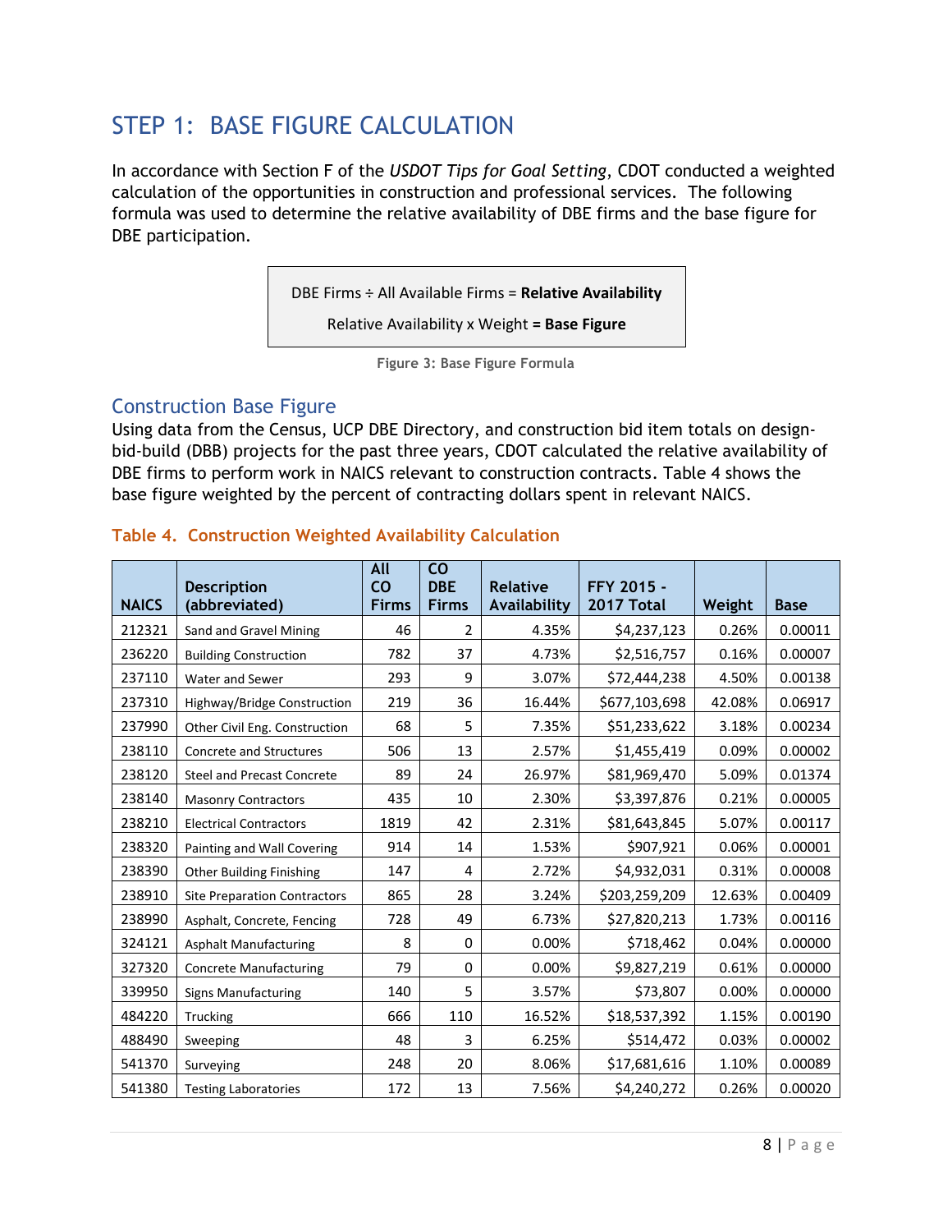## STEP 1: BASE FIGURE CALCULATION

In accordance with Section F of the *USDOT Tips for Goal Setting*, CDOT conducted a weighted calculation of the opportunities in construction and professional services. The following formula was used to determine the relative availability of DBE firms and the base figure for DBE participation.

DBE Firms ÷ All Available Firms = **Relative Availability**

Relative Availability x Weight **= Base Figure**

Figure 3: Base Figure Formula

### Construction Base Figure

Using data from the Census, UCP DBE Directory, and construction bid item totals on design-bid-build (DBB) projects for the past three years, CDOT calculated the relative availability of DBE firms to perform work in NAICS relevant to construction contracts. Table 4 shows the base figure weighted by the percent of contracting dollars spent in relevant NAICS.

**Table 4. Construction Weighted Availability Calculation**

| NAICS | Description (abbreviated) | All CO Firms | CO DBE Firms | Relative Availability | FFY 2015 - 2017 Total | Weight | Base |
|---|---|---|---|---|---|---|---|
| 212321 | Sand and Gravel Mining | 46 | 2 | 4.35% | $4,237,123 | 0.26% | 0.00011 |
| 236220 | Building Construction | 782 | 37 | 4.73% | $2,516,757 | 0.16% | 0.00007 |
| 237110 | Water and Sewer | 293 | 9 | 3.07% | $72,444,238 | 4.50% | 0.00138 |
| 237310 | Highway/Bridge Construction | 219 | 36 | 16.44% | $677,103,698 | 42.08% | 0.06917 |
| 237990 | Other Civil Eng. Construction | 68 | 5 | 7.35% | $51,233,622 | 3.18% | 0.00234 |
| 238110 | Concrete and Structures | 506 | 13 | 2.57% | $1,455,419 | 0.09% | 0.00002 |
| 238120 | Steel and Precast Concrete | 89 | 24 | 26.97% | $81,969,470 | 5.09% | 0.01374 |
| 238140 | Masonry Contractors | 435 | 10 | 2.30% | $3,397,876 | 0.21% | 0.00005 |
| 238210 | Electrical Contractors | 1819 | 42 | 2.31% | $81,643,845 | 5.07% | 0.00117 |
| 238320 | Painting and Wall Covering | 914 | 14 | 1.53% | $907,921 | 0.06% | 0.00001 |
| 238390 | Other Building Finishing | 147 | 4 | 2.72% | $4,932,031 | 0.31% | 0.00008 |
| 238910 | Site Preparation Contractors | 865 | 28 | 3.24% | $203,259,209 | 12.63% | 0.00409 |
| 238990 | Asphalt, Concrete, Fencing | 728 | 49 | 6.73% | $27,820,213 | 1.73% | 0.00116 |
| 324121 | Asphalt Manufacturing | 8 | 0 | 0.00% | $718,462 | 0.04% | 0.00000 |
| 327320 | Concrete Manufacturing | 79 | 0 | 0.00% | $9,827,219 | 0.61% | 0.00000 |
| 339950 | Signs Manufacturing | 140 | 5 | 3.57% | $73,807 | 0.00% | 0.00000 |
| 484220 | Trucking | 666 | 110 | 16.52% | $18,537,392 | 1.15% | 0.00190 |
| 488490 | Sweeping | 48 | 3 | 6.25% | $514,472 | 0.03% | 0.00002 |
| 541370 | Surveying | 248 | 20 | 8.06% | $17,681,616 | 1.10% | 0.00089 |
| 541380 | Testing Laboratories | 172 | 13 | 7.56% | $4,240,272 | 0.26% | 0.00020 |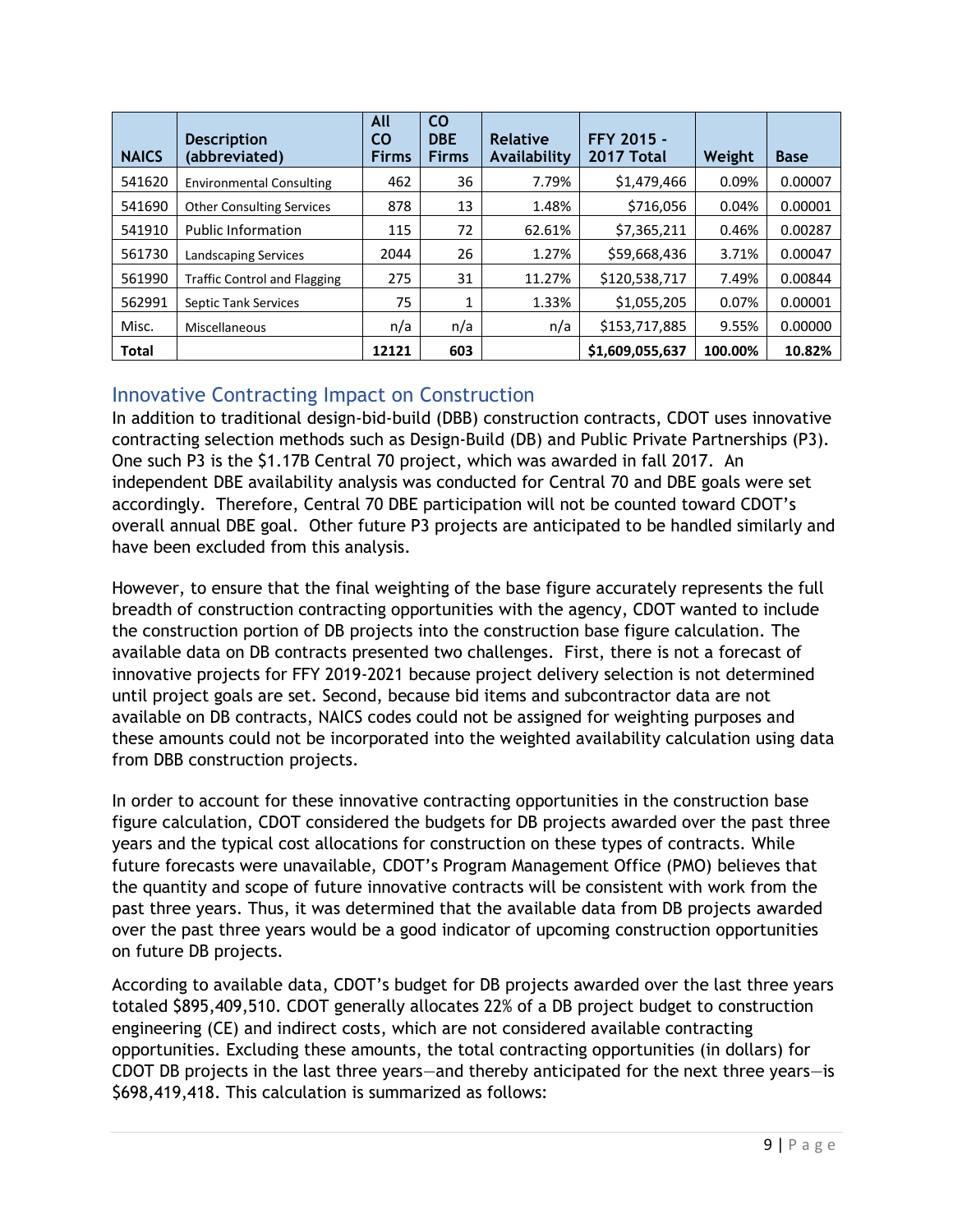| NAICS | Description (abbreviated) | All CO Firms | CO DBE Firms | Relative Availability | FFY 2015 - 2017 Total | Weight | Base |
|---|---|---|---|---|---|---|---|
| 541620 | Environmental Consulting | 462 | 36 | 7.79% | $1,479,466 | 0.09% | 0.00007 |
| 541690 | Other Consulting Services | 878 | 13 | 1.48% | $716,056 | 0.04% | 0.00001 |
| 541910 | Public Information | 115 | 72 | 62.61% | $7,365,211 | 0.46% | 0.00287 |
| 561730 | Landscaping Services | 2044 | 26 | 1.27% | $59,668,436 | 3.71% | 0.00047 |
| 561990 | Traffic Control and Flagging | 275 | 31 | 11.27% | $120,538,717 | 7.49% | 0.00844 |
| 562991 | Septic Tank Services | 75 | 1 | 1.33% | $1,055,205 | 0.07% | 0.00001 |
| Misc. | Miscellaneous | n/a | n/a | n/a | $153,717,885 | 9.55% | 0.00000 |
| **Total** | | **12121** | **603** | | **$1,609,055,637** | **100.00%** | **10.82%** |

## Innovative Contracting Impact on Construction

In addition to traditional design-bid-build (DBB) construction contracts, CDOT uses innovative contracting selection methods such as Design-Build (DB) and Public Private Partnerships (P3). One such P3 is the $1.17B Central 70 project, which was awarded in fall 2017. An independent DBE availability analysis was conducted for Central 70 and DBE goals were set accordingly. Therefore, Central 70 DBE participation will not be counted toward CDOT's overall annual DBE goal. Other future P3 projects are anticipated to be handled similarly and have been excluded from this analysis.

However, to ensure that the final weighting of the base figure accurately represents the full breadth of construction contracting opportunities with the agency, CDOT wanted to include the construction portion of DB projects into the construction base figure calculation. The available data on DB contracts presented two challenges. First, there is not a forecast of innovative projects for FFY 2019-2021 because project delivery selection is not determined until project goals are set. Second, because bid items and subcontractor data are not available on DB contracts, NAICS codes could not be assigned for weighting purposes and these amounts could not be incorporated into the weighted availability calculation using data from DBB construction projects.

In order to account for these innovative contracting opportunities in the construction base figure calculation, CDOT considered the budgets for DB projects awarded over the past three years and the typical cost allocations for construction on these types of contracts. While future forecasts were unavailable, CDOT's Program Management Office (PMO) believes that the quantity and scope of future innovative contracts will be consistent with work from the past three years. Thus, it was determined that the available data from DB projects awarded over the past three years would be a good indicator of upcoming construction opportunities on future DB projects.

According to available data, CDOT's budget for DB projects awarded over the last three years totaled $895,409,510. CDOT generally allocates 22% of a DB project budget to construction engineering (CE) and indirect costs, which are not considered available contracting opportunities. Excluding these amounts, the total contracting opportunities (in dollars) for CDOT DB projects in the last three years—and thereby anticipated for the next three years—is $698,419,418. This calculation is summarized as follows: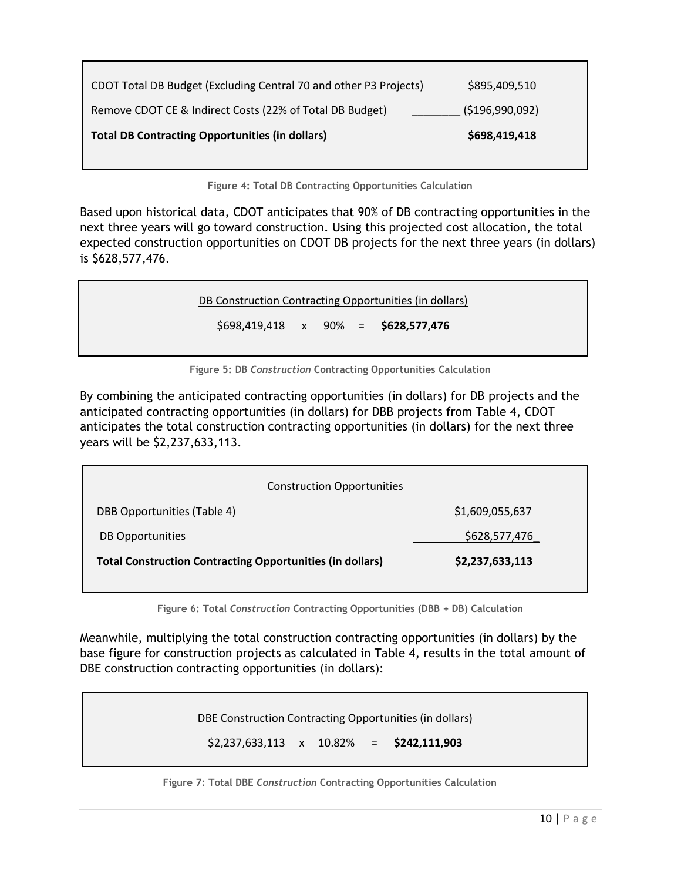| | |
|---|---|
| CDOT Total DB Budget (Excluding Central 70 and other P3 Projects) | $895,409,510 |
| Remove CDOT CE & Indirect Costs (22% of Total DB Budget) | ($196,990,092) |
| **Total DB Contracting Opportunities (in dollars)** | **$698,419,418** |

**Figure 4: Total DB Contracting Opportunities Calculation**

Based upon historical data, CDOT anticipates that 90% of DB contracting opportunities in the next three years will go toward construction. Using this projected cost allocation, the total expected construction opportunities on CDOT DB projects for the next three years (in dollars) is $628,577,476.

DB Construction Contracting Opportunities (in dollars)

$698,419,418 x 90% = **$628,577,476**

**Figure 5: DB *Construction* Contracting Opportunities Calculation**

By combining the anticipated contracting opportunities (in dollars) for DB projects and the anticipated contracting opportunities (in dollars) for DBB projects from Table 4, CDOT anticipates the total construction contracting opportunities (in dollars) for the next three years will be $2,237,633,113.

| Construction Opportunities | |
|---|---|
| DBB Opportunities (Table 4) | $1,609,055,637 |
| DB Opportunities | $628,577,476 |
| **Total Construction Contracting Opportunities (in dollars)** | **$2,237,633,113** |

**Figure 6: Total *Construction* Contracting Opportunities (DBB + DB) Calculation**

Meanwhile, multiplying the total construction contracting opportunities (in dollars) by the base figure for construction projects as calculated in Table 4, results in the total amount of DBE construction contracting opportunities (in dollars):

DBE Construction Contracting Opportunities (in dollars)

$2,237,633,113 x 10.82% = **$242,111,903**

**Figure 7: Total DBE *Construction* Contracting Opportunities Calculation**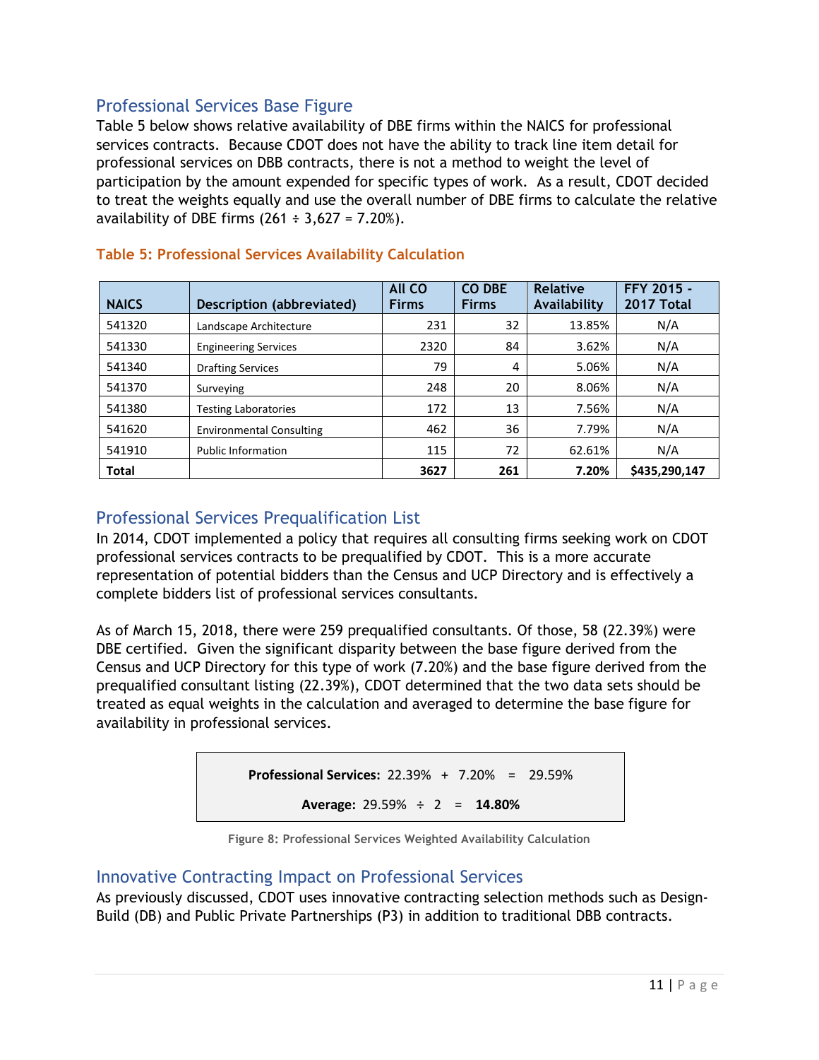## Professional Services Base Figure

Table 5 below shows relative availability of DBE firms within the NAICS for professional services contracts. Because CDOT does not have the ability to track line item detail for professional services on DBB contracts, there is not a method to weight the level of participation by the amount expended for specific types of work. As a result, CDOT decided to treat the weights equally and use the overall number of DBE firms to calculate the relative availability of DBE firms (261 ÷ 3,627 = 7.20%).

**Table 5: Professional Services Availability Calculation**

| NAICS | Description (abbreviated) | All CO Firms | CO DBE Firms | Relative Availability | FFY 2015 - 2017 Total |
|---|---|---|---|---|---|
| 541320 | Landscape Architecture | 231 | 32 | 13.85% | N/A |
| 541330 | Engineering Services | 2320 | 84 | 3.62% | N/A |
| 541340 | Drafting Services | 79 | 4 | 5.06% | N/A |
| 541370 | Surveying | 248 | 20 | 8.06% | N/A |
| 541380 | Testing Laboratories | 172 | 13 | 7.56% | N/A |
| 541620 | Environmental Consulting | 462 | 36 | 7.79% | N/A |
| 541910 | Public Information | 115 | 72 | 62.61% | N/A |
| **Total** | | **3627** | **261** | **7.20%** | **$435,290,147** |

## Professional Services Prequalification List

In 2014, CDOT implemented a policy that requires all consulting firms seeking work on CDOT professional services contracts to be prequalified by CDOT. This is a more accurate representation of potential bidders than the Census and UCP Directory and is effectively a complete bidders list of professional services consultants.

As of March 15, 2018, there were 259 prequalified consultants. Of those, 58 (22.39%) were DBE certified. Given the significant disparity between the base figure derived from the Census and UCP Directory for this type of work (7.20%) and the base figure derived from the prequalified consultant listing (22.39%), CDOT determined that the two data sets should be treated as equal weights in the calculation and averaged to determine the base figure for availability in professional services.

**Professional Services:** 22.39% + 7.20% = 29.59%

**Average:** 29.59% ÷ 2 = **14.80%**

Figure 8: Professional Services Weighted Availability Calculation

## Innovative Contracting Impact on Professional Services

As previously discussed, CDOT uses innovative contracting selection methods such as Design-Build (DB) and Public Private Partnerships (P3) in addition to traditional DBB contracts.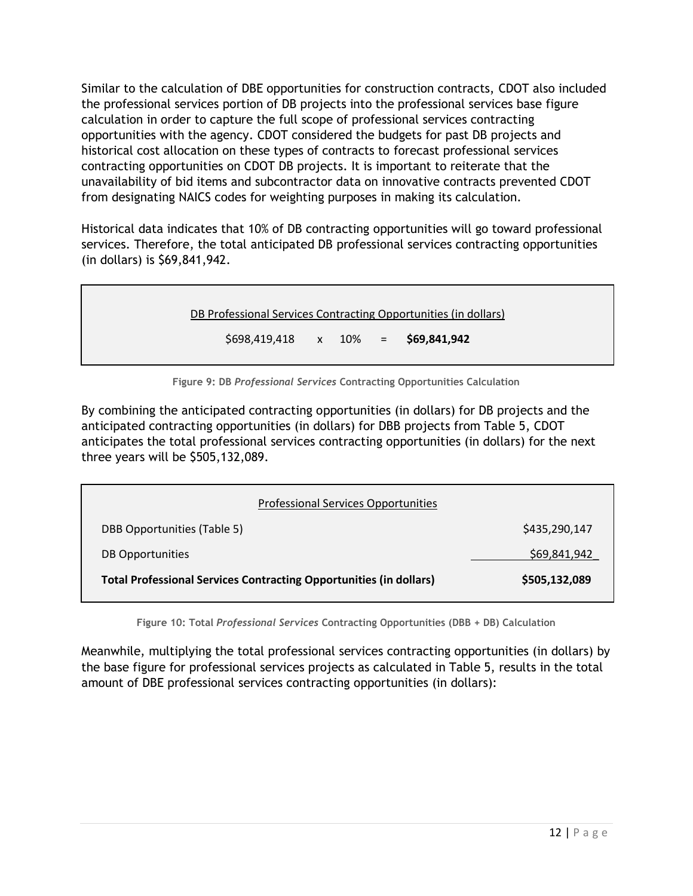Similar to the calculation of DBE opportunities for construction contracts, CDOT also included the professional services portion of DB projects into the professional services base figure calculation in order to capture the full scope of professional services contracting opportunities with the agency. CDOT considered the budgets for past DB projects and historical cost allocation on these types of contracts to forecast professional services contracting opportunities on CDOT DB projects. It is important to reiterate that the unavailability of bid items and subcontractor data on innovative contracts prevented CDOT from designating NAICS codes for weighting purposes in making its calculation.

Historical data indicates that 10% of DB contracting opportunities will go toward professional services. Therefore, the total anticipated DB professional services contracting opportunities (in dollars) is $69,841,942.

| DB Professional Services Contracting Opportunities (in dollars) |
|---|
| $698,419,418 x 10% = **$69,841,942** |

**Figure 9: DB *Professional Services* Contracting Opportunities Calculation**

By combining the anticipated contracting opportunities (in dollars) for DB projects and the anticipated contracting opportunities (in dollars) for DBB projects from Table 5, CDOT anticipates the total professional services contracting opportunities (in dollars) for the next three years will be $505,132,089.

| Professional Services Opportunities | |
|---|---|
| DBB Opportunities (Table 5) | $435,290,147 |
| DB Opportunities | $69,841,942 |
| **Total Professional Services Contracting Opportunities (in dollars)** | **$505,132,089** |

**Figure 10: Total *Professional Services* Contracting Opportunities (DBB + DB) Calculation**

Meanwhile, multiplying the total professional services contracting opportunities (in dollars) by the base figure for professional services projects as calculated in Table 5, results in the total amount of DBE professional services contracting opportunities (in dollars):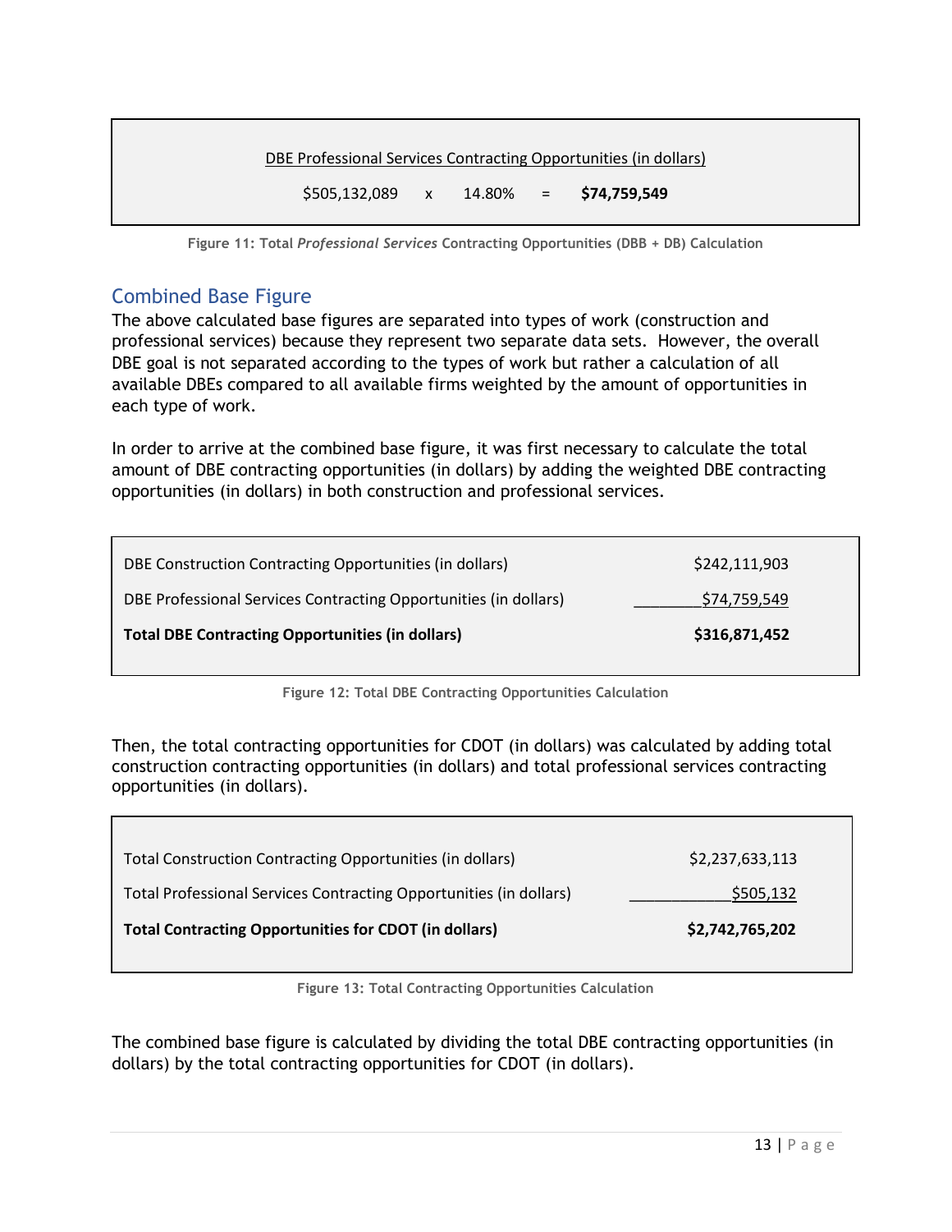| DBE Professional Services Contracting Opportunities (in dollars) | | | | |
|---|---|---|---|---|
| $505,132,089 | x | 14.80% | = | **$74,759,549** |

Figure 11: Total *Professional Services* Contracting Opportunities (DBB + DB) Calculation

## Combined Base Figure

The above calculated base figures are separated into types of work (construction and professional services) because they represent two separate data sets. However, the overall DBE goal is not separated according to the types of work but rather a calculation of all available DBEs compared to all available firms weighted by the amount of opportunities in each type of work.

In order to arrive at the combined base figure, it was first necessary to calculate the total amount of DBE contracting opportunities (in dollars) by adding the weighted DBE contracting opportunities (in dollars) in both construction and professional services.

| | |
|---|---|
| DBE Construction Contracting Opportunities (in dollars) | $242,111,903 |
| DBE Professional Services Contracting Opportunities (in dollars) | $74,759,549 |
| **Total DBE Contracting Opportunities (in dollars)** | **$316,871,452** |

Figure 12: Total DBE Contracting Opportunities Calculation

Then, the total contracting opportunities for CDOT (in dollars) was calculated by adding total construction contracting opportunities (in dollars) and total professional services contracting opportunities (in dollars).

| | |
|---|---|
| Total Construction Contracting Opportunities (in dollars) | $2,237,633,113 |
| Total Professional Services Contracting Opportunities (in dollars) | $505,132 |
| **Total Contracting Opportunities for CDOT (in dollars)** | **$2,742,765,202** |

Figure 13: Total Contracting Opportunities Calculation

The combined base figure is calculated by dividing the total DBE contracting opportunities (in dollars) by the total contracting opportunities for CDOT (in dollars).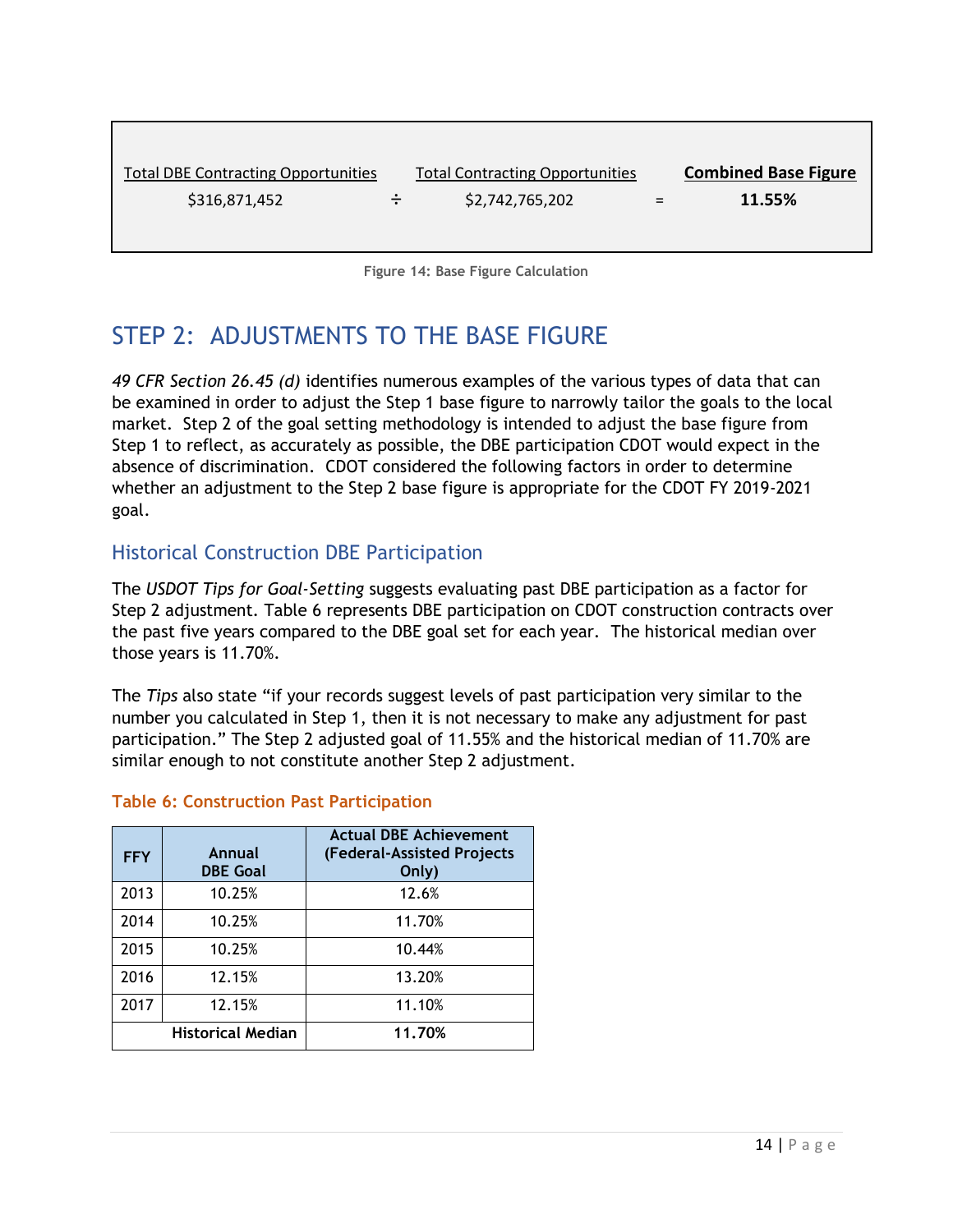| Total DBE Contracting Opportunities | | Total Contracting Opportunities | | **Combined Base Figure** |
|---|---|---|---|---|
| $316,871,452 | ÷ | $2,742,765,202 | = | **11.55%** |

Figure 14: Base Figure Calculation

## STEP 2: ADJUSTMENTS TO THE BASE FIGURE

*49 CFR Section 26.45 (d)* identifies numerous examples of the various types of data that can be examined in order to adjust the Step 1 base figure to narrowly tailor the goals to the local market. Step 2 of the goal setting methodology is intended to adjust the base figure from Step 1 to reflect, as accurately as possible, the DBE participation CDOT would expect in the absence of discrimination. CDOT considered the following factors in order to determine whether an adjustment to the Step 2 base figure is appropriate for the CDOT FY 2019-2021 goal.

### Historical Construction DBE Participation

The *USDOT Tips for Goal-Setting* suggests evaluating past DBE participation as a factor for Step 2 adjustment. Table 6 represents DBE participation on CDOT construction contracts over the past five years compared to the DBE goal set for each year. The historical median over those years is 11.70%.

The *Tips* also state "if your records suggest levels of past participation very similar to the number you calculated in Step 1, then it is not necessary to make any adjustment for past participation." The Step 2 adjusted goal of 11.55% and the historical median of 11.70% are similar enough to not constitute another Step 2 adjustment.

**Table 6: Construction Past Participation**

| FFY | Annual DBE Goal | Actual DBE Achievement (Federal-Assisted Projects Only) |
|---|---|---|
| 2013 | 10.25% | 12.6% |
| 2014 | 10.25% | 11.70% |
| 2015 | 10.25% | 10.44% |
| 2016 | 12.15% | 13.20% |
| 2017 | 12.15% | 11.10% |
| | **Historical Median** | **11.70%** |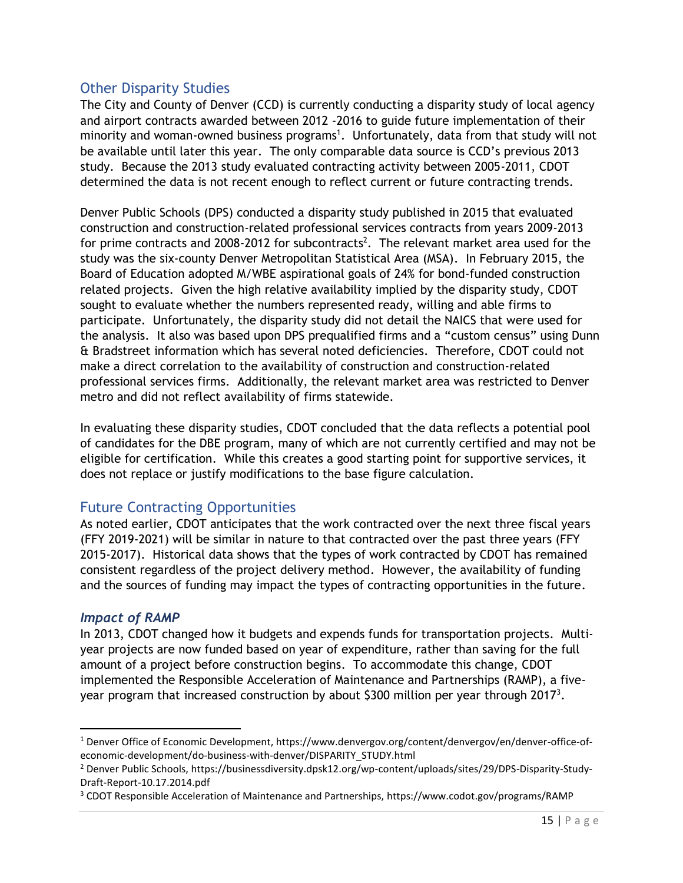## Other Disparity Studies

The City and County of Denver (CCD) is currently conducting a disparity study of local agency and airport contracts awarded between 2012 -2016 to guide future implementation of their minority and woman-owned business programs[1]. Unfortunately, data from that study will not be available until later this year. The only comparable data source is CCD's previous 2013 study. Because the 2013 study evaluated contracting activity between 2005-2011, CDOT determined the data is not recent enough to reflect current or future contracting trends.

Denver Public Schools (DPS) conducted a disparity study published in 2015 that evaluated construction and construction-related professional services contracts from years 2009-2013 for prime contracts and 2008-2012 for subcontracts[2]. The relevant market area used for the study was the six-county Denver Metropolitan Statistical Area (MSA). In February 2015, the Board of Education adopted M/WBE aspirational goals of 24% for bond-funded construction related projects. Given the high relative availability implied by the disparity study, CDOT sought to evaluate whether the numbers represented ready, willing and able firms to participate. Unfortunately, the disparity study did not detail the NAICS that were used for the analysis. It also was based upon DPS prequalified firms and a "custom census" using Dunn & Bradstreet information which has several noted deficiencies. Therefore, CDOT could not make a direct correlation to the availability of construction and construction-related professional services firms. Additionally, the relevant market area was restricted to Denver metro and did not reflect availability of firms statewide.

In evaluating these disparity studies, CDOT concluded that the data reflects a potential pool of candidates for the DBE program, many of which are not currently certified and may not be eligible for certification. While this creates a good starting point for supportive services, it does not replace or justify modifications to the base figure calculation.

## Future Contracting Opportunities

As noted earlier, CDOT anticipates that the work contracted over the next three fiscal years (FFY 2019-2021) will be similar in nature to that contracted over the past three years (FFY 2015-2017). Historical data shows that the types of work contracted by CDOT has remained consistent regardless of the project delivery method. However, the availability of funding and the sources of funding may impact the types of contracting opportunities in the future.

### *Impact of RAMP*

In 2013, CDOT changed how it budgets and expends funds for transportation projects. Multi-year projects are now funded based on year of expenditure, rather than saving for the full amount of a project before construction begins. To accommodate this change, CDOT implemented the Responsible Acceleration of Maintenance and Partnerships (RAMP), a five-year program that increased construction by about $300 million per year through 2017[3].

---

[1] Denver Office of Economic Development, https://www.denvergov.org/content/denvergov/en/denver-office-of-economic-development/do-business-with-denver/DISPARITY_STUDY.html

[2] Denver Public Schools, https://businessdiversity.dpsk12.org/wp-content/uploads/sites/29/DPS-Disparity-Study-Draft-Report-10.17.2014.pdf

[3] CDOT Responsible Acceleration of Maintenance and Partnerships, https://www.codot.gov/programs/RAMP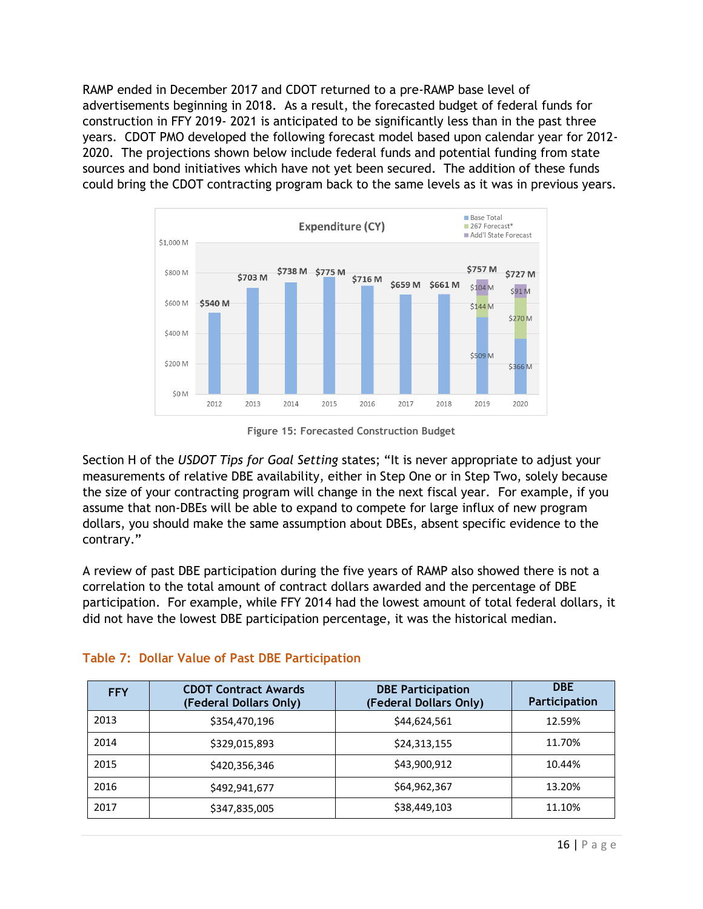RAMP ended in December 2017 and CDOT returned to a pre-RAMP base level of advertisements beginning in 2018. As a result, the forecasted budget of federal funds for construction in FFY 2019- 2021 is anticipated to be significantly less than in the past three years. CDOT PMO developed the following forecast model based upon calendar year for 2012-2020. The projections shown below include federal funds and potential funding from state sources and bond initiatives which have not yet been secured. The addition of these funds could bring the CDOT contracting program back to the same levels as it was in previous years.

Figure 15: Forecasted Construction Budget

Section H of the *USDOT Tips for Goal Setting* states; "It is never appropriate to adjust your measurements of relative DBE availability, either in Step One or in Step Two, solely because the size of your contracting program will change in the next fiscal year. For example, if you assume that non-DBEs will be able to expand to compete for large influx of new program dollars, you should make the same assumption about DBEs, absent specific evidence to the contrary."

A review of past DBE participation during the five years of RAMP also showed there is not a correlation to the total amount of contract dollars awarded and the percentage of DBE participation. For example, while FFY 2014 had the lowest amount of total federal dollars, it did not have the lowest DBE participation percentage, it was the historical median.

## Table 7: Dollar Value of Past DBE Participation

| FFY | CDOT Contract Awards (Federal Dollars Only) | DBE Participation (Federal Dollars Only) | DBE Participation |
|---|---|---|---|
| 2013 | $354,470,196 | $44,624,561 | 12.59% |
| 2014 | $329,015,893 | $24,313,155 | 11.70% |
| 2015 | $420,356,346 | $43,900,912 | 10.44% |
| 2016 | $492,941,677 | $64,962,367 | 13.20% |
| 2017 | $347,835,005 | $38,449,103 | 11.10% |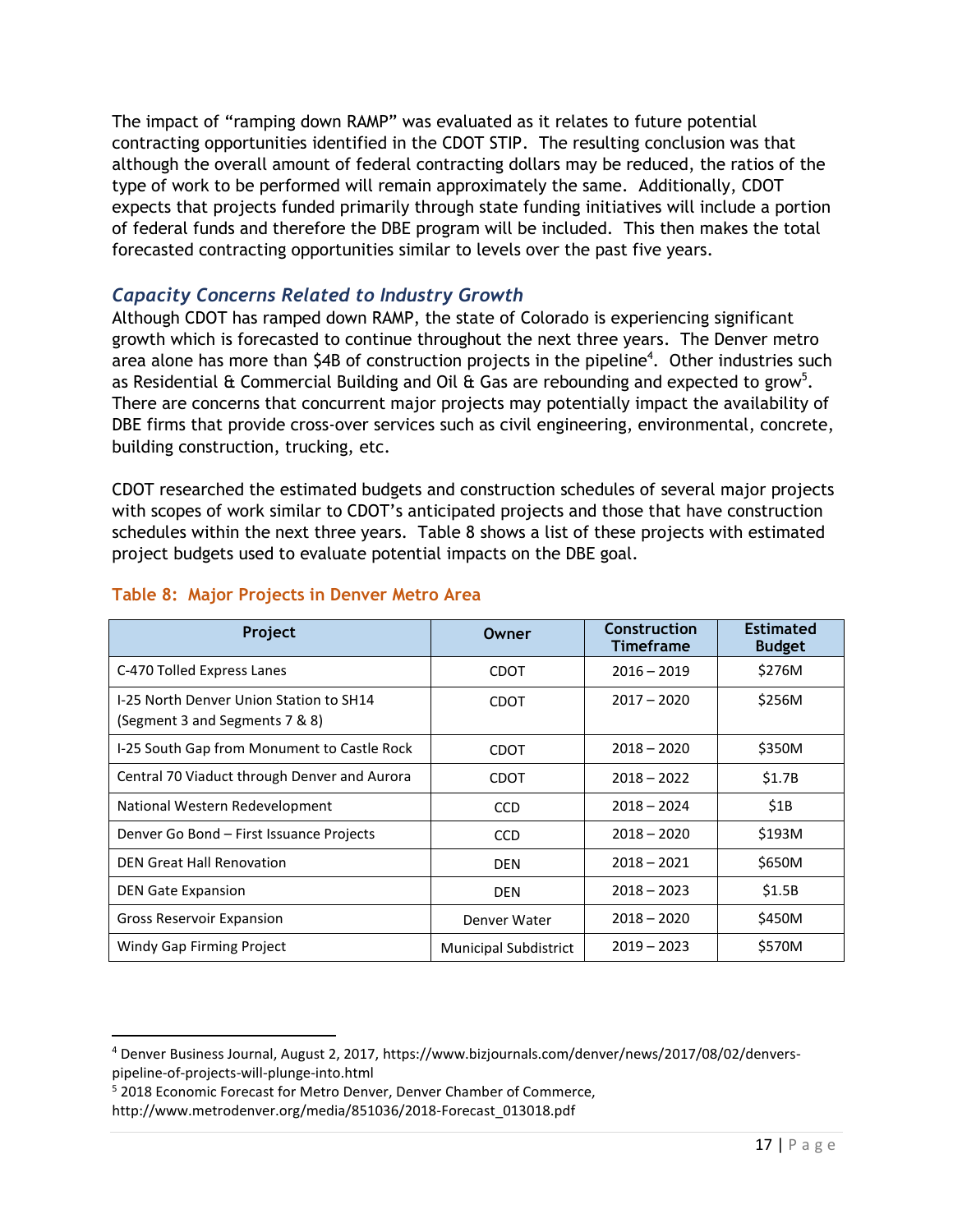The impact of "ramping down RAMP" was evaluated as it relates to future potential contracting opportunities identified in the CDOT STIP. The resulting conclusion was that although the overall amount of federal contracting dollars may be reduced, the ratios of the type of work to be performed will remain approximately the same. Additionally, CDOT expects that projects funded primarily through state funding initiatives will include a portion of federal funds and therefore the DBE program will be included. This then makes the total forecasted contracting opportunities similar to levels over the past five years.

### *Capacity Concerns Related to Industry Growth*

Although CDOT has ramped down RAMP, the state of Colorado is experiencing significant growth which is forecasted to continue throughout the next three years. The Denver metro area alone has more than $4B of construction projects in the pipeline[4]. Other industries such as Residential & Commercial Building and Oil & Gas are rebounding and expected to grow[5]. There are concerns that concurrent major projects may potentially impact the availability of DBE firms that provide cross-over services such as civil engineering, environmental, concrete, building construction, trucking, etc.

CDOT researched the estimated budgets and construction schedules of several major projects with scopes of work similar to CDOT's anticipated projects and those that have construction schedules within the next three years. Table 8 shows a list of these projects with estimated project budgets used to evaluate potential impacts on the DBE goal.

**Table 8: Major Projects in Denver Metro Area**

| Project | Owner | Construction Timeframe | Estimated Budget |
|---|---|---|---|
| C-470 Tolled Express Lanes | CDOT | 2016 – 2019 | $276M |
| I-25 North Denver Union Station to SH14 (Segment 3 and Segments 7 & 8) | CDOT | 2017 – 2020 | $256M |
| I-25 South Gap from Monument to Castle Rock | CDOT | 2018 – 2020 | $350M |
| Central 70 Viaduct through Denver and Aurora | CDOT | 2018 – 2022 | $1.7B |
| National Western Redevelopment | CCD | 2018 – 2024 | $1B |
| Denver Go Bond – First Issuance Projects | CCD | 2018 – 2020 | $193M |
| DEN Great Hall Renovation | DEN | 2018 – 2021 | $650M |
| DEN Gate Expansion | DEN | 2018 – 2023 | $1.5B |
| Gross Reservoir Expansion | Denver Water | 2018 – 2020 | $450M |
| Windy Gap Firming Project | Municipal Subdistrict | 2019 – 2023 | $570M |

---

[4] Denver Business Journal, August 2, 2017, https://www.bizjournals.com/denver/news/2017/08/02/denvers-pipeline-of-projects-will-plunge-into.html

[5] 2018 Economic Forecast for Metro Denver, Denver Chamber of Commerce, http://www.metrodenver.org/media/851036/2018-Forecast_013018.pdf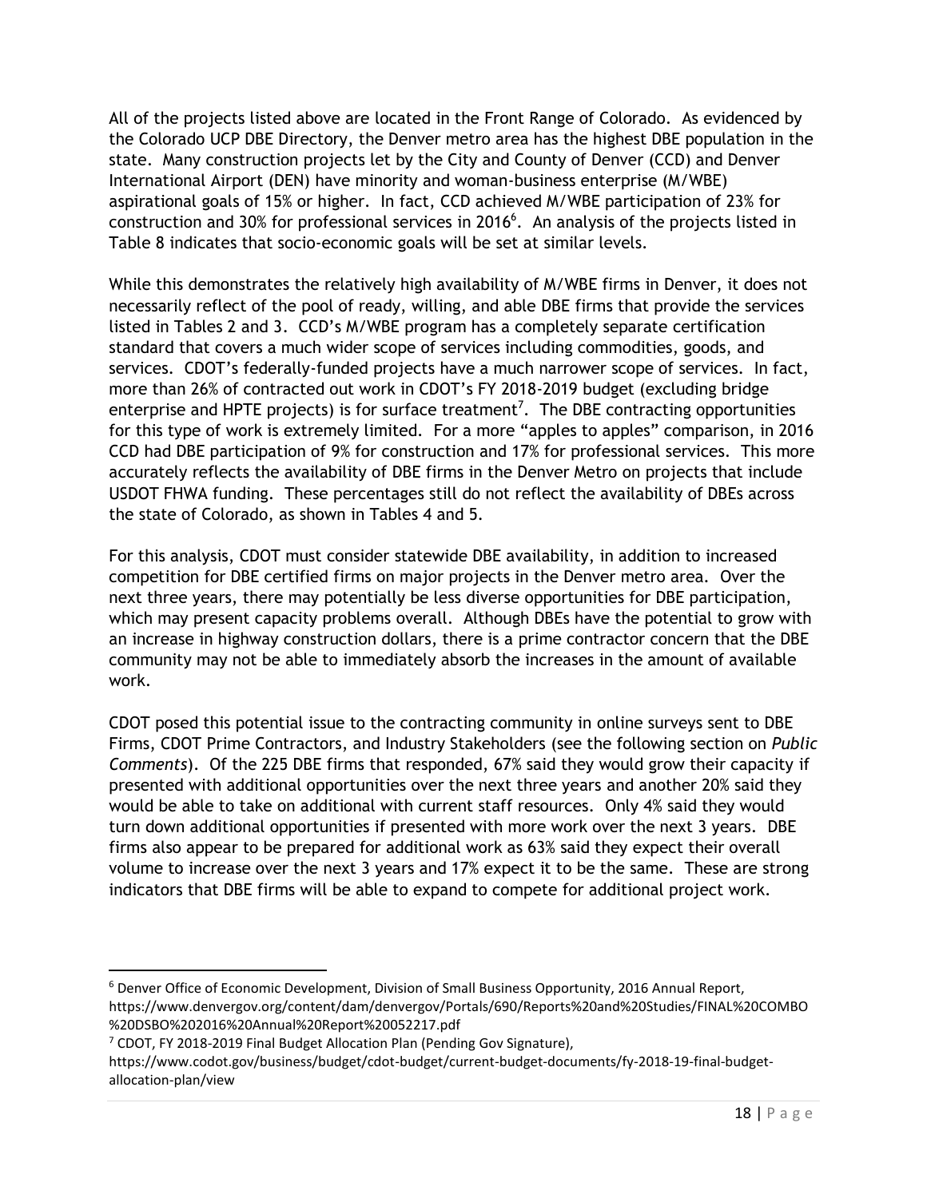All of the projects listed above are located in the Front Range of Colorado. As evidenced by the Colorado UCP DBE Directory, the Denver metro area has the highest DBE population in the state. Many construction projects let by the City and County of Denver (CCD) and Denver International Airport (DEN) have minority and woman-business enterprise (M/WBE) aspirational goals of 15% or higher. In fact, CCD achieved M/WBE participation of 23% for construction and 30% for professional services in 2016[6]. An analysis of the projects listed in Table 8 indicates that socio-economic goals will be set at similar levels.

While this demonstrates the relatively high availability of M/WBE firms in Denver, it does not necessarily reflect of the pool of ready, willing, and able DBE firms that provide the services listed in Tables 2 and 3. CCD's M/WBE program has a completely separate certification standard that covers a much wider scope of services including commodities, goods, and services. CDOT's federally-funded projects have a much narrower scope of services. In fact, more than 26% of contracted out work in CDOT's FY 2018-2019 budget (excluding bridge enterprise and HPTE projects) is for surface treatment[7]. The DBE contracting opportunities for this type of work is extremely limited. For a more "apples to apples" comparison, in 2016 CCD had DBE participation of 9% for construction and 17% for professional services. This more accurately reflects the availability of DBE firms in the Denver Metro on projects that include USDOT FHWA funding. These percentages still do not reflect the availability of DBEs across the state of Colorado, as shown in Tables 4 and 5.

For this analysis, CDOT must consider statewide DBE availability, in addition to increased competition for DBE certified firms on major projects in the Denver metro area. Over the next three years, there may potentially be less diverse opportunities for DBE participation, which may present capacity problems overall. Although DBEs have the potential to grow with an increase in highway construction dollars, there is a prime contractor concern that the DBE community may not be able to immediately absorb the increases in the amount of available work.

CDOT posed this potential issue to the contracting community in online surveys sent to DBE Firms, CDOT Prime Contractors, and Industry Stakeholders (see the following section on *Public Comments*). Of the 225 DBE firms that responded, 67% said they would grow their capacity if presented with additional opportunities over the next three years and another 20% said they would be able to take on additional with current staff resources. Only 4% said they would turn down additional opportunities if presented with more work over the next 3 years. DBE firms also appear to be prepared for additional work as 63% said they expect their overall volume to increase over the next 3 years and 17% expect it to be the same. These are strong indicators that DBE firms will be able to expand to compete for additional project work.

---

[6] Denver Office of Economic Development, Division of Small Business Opportunity, 2016 Annual Report, https://www.denvergov.org/content/dam/denvergov/Portals/690/Reports%20and%20Studies/FINAL%20COMBO%20DSBO%202016%20Annual%20Report%20052217.pdf

[7] CDOT, FY 2018-2019 Final Budget Allocation Plan (Pending Gov Signature), https://www.codot.gov/business/budget/cdot-budget/current-budget-documents/fy-2018-19-final-budget-allocation-plan/view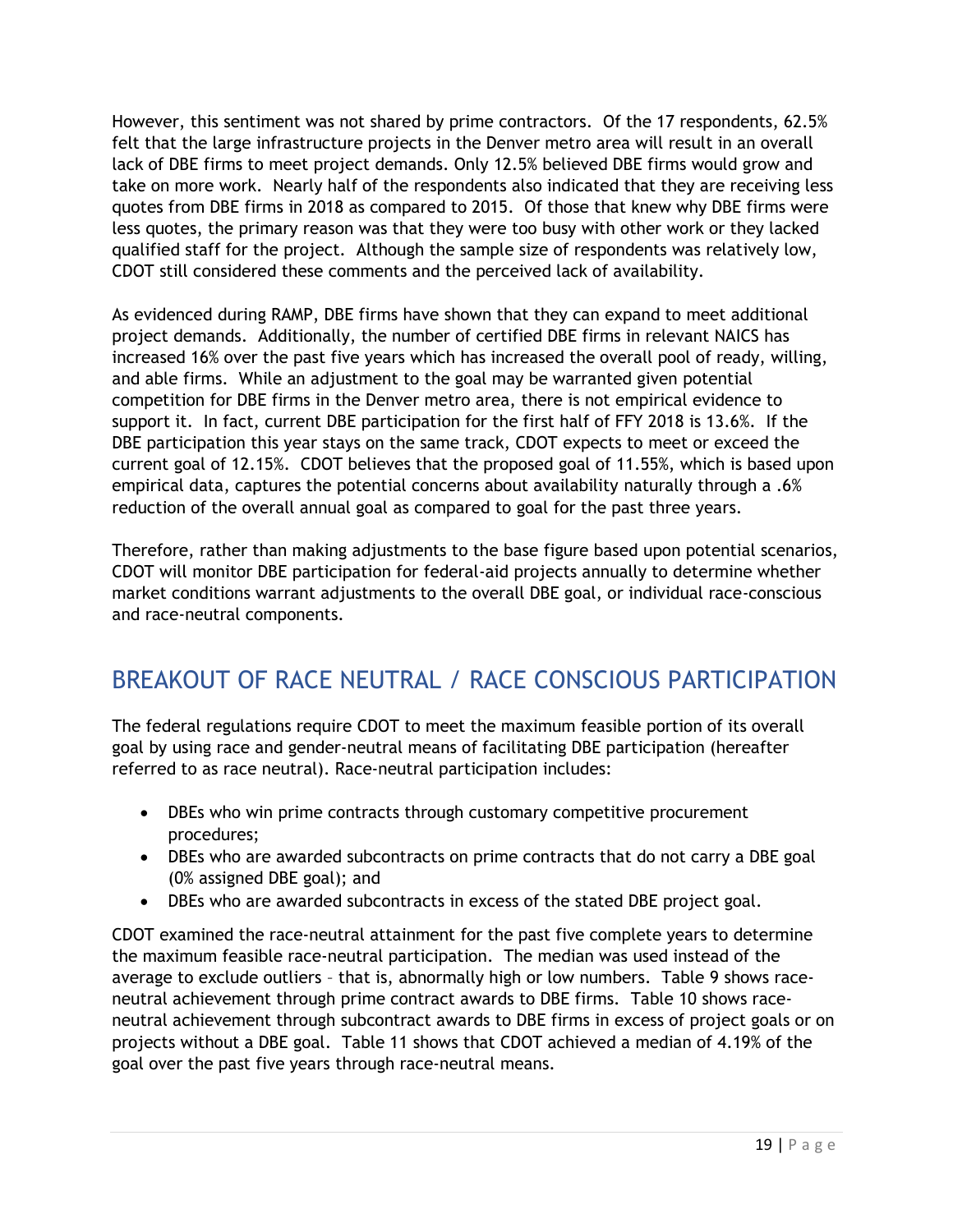However, this sentiment was not shared by prime contractors. Of the 17 respondents, 62.5% felt that the large infrastructure projects in the Denver metro area will result in an overall lack of DBE firms to meet project demands. Only 12.5% believed DBE firms would grow and take on more work. Nearly half of the respondents also indicated that they are receiving less quotes from DBE firms in 2018 as compared to 2015. Of those that knew why DBE firms were less quotes, the primary reason was that they were too busy with other work or they lacked qualified staff for the project. Although the sample size of respondents was relatively low, CDOT still considered these comments and the perceived lack of availability.

As evidenced during RAMP, DBE firms have shown that they can expand to meet additional project demands. Additionally, the number of certified DBE firms in relevant NAICS has increased 16% over the past five years which has increased the overall pool of ready, willing, and able firms. While an adjustment to the goal may be warranted given potential competition for DBE firms in the Denver metro area, there is not empirical evidence to support it. In fact, current DBE participation for the first half of FFY 2018 is 13.6%. If the DBE participation this year stays on the same track, CDOT expects to meet or exceed the current goal of 12.15%. CDOT believes that the proposed goal of 11.55%, which is based upon empirical data, captures the potential concerns about availability naturally through a .6% reduction of the overall annual goal as compared to goal for the past three years.

Therefore, rather than making adjustments to the base figure based upon potential scenarios, CDOT will monitor DBE participation for federal-aid projects annually to determine whether market conditions warrant adjustments to the overall DBE goal, or individual race-conscious and race-neutral components.

## BREAKOUT OF RACE NEUTRAL / RACE CONSCIOUS PARTICIPATION

The federal regulations require CDOT to meet the maximum feasible portion of its overall goal by using race and gender-neutral means of facilitating DBE participation (hereafter referred to as race neutral). Race-neutral participation includes:

- DBEs who win prime contracts through customary competitive procurement procedures;
- DBEs who are awarded subcontracts on prime contracts that do not carry a DBE goal (0% assigned DBE goal); and
- DBEs who are awarded subcontracts in excess of the stated DBE project goal.

CDOT examined the race-neutral attainment for the past five complete years to determine the maximum feasible race-neutral participation. The median was used instead of the average to exclude outliers – that is, abnormally high or low numbers. Table 9 shows race-neutral achievement through prime contract awards to DBE firms. Table 10 shows race-neutral achievement through subcontract awards to DBE firms in excess of project goals or on projects without a DBE goal. Table 11 shows that CDOT achieved a median of 4.19% of the goal over the past five years through race-neutral means.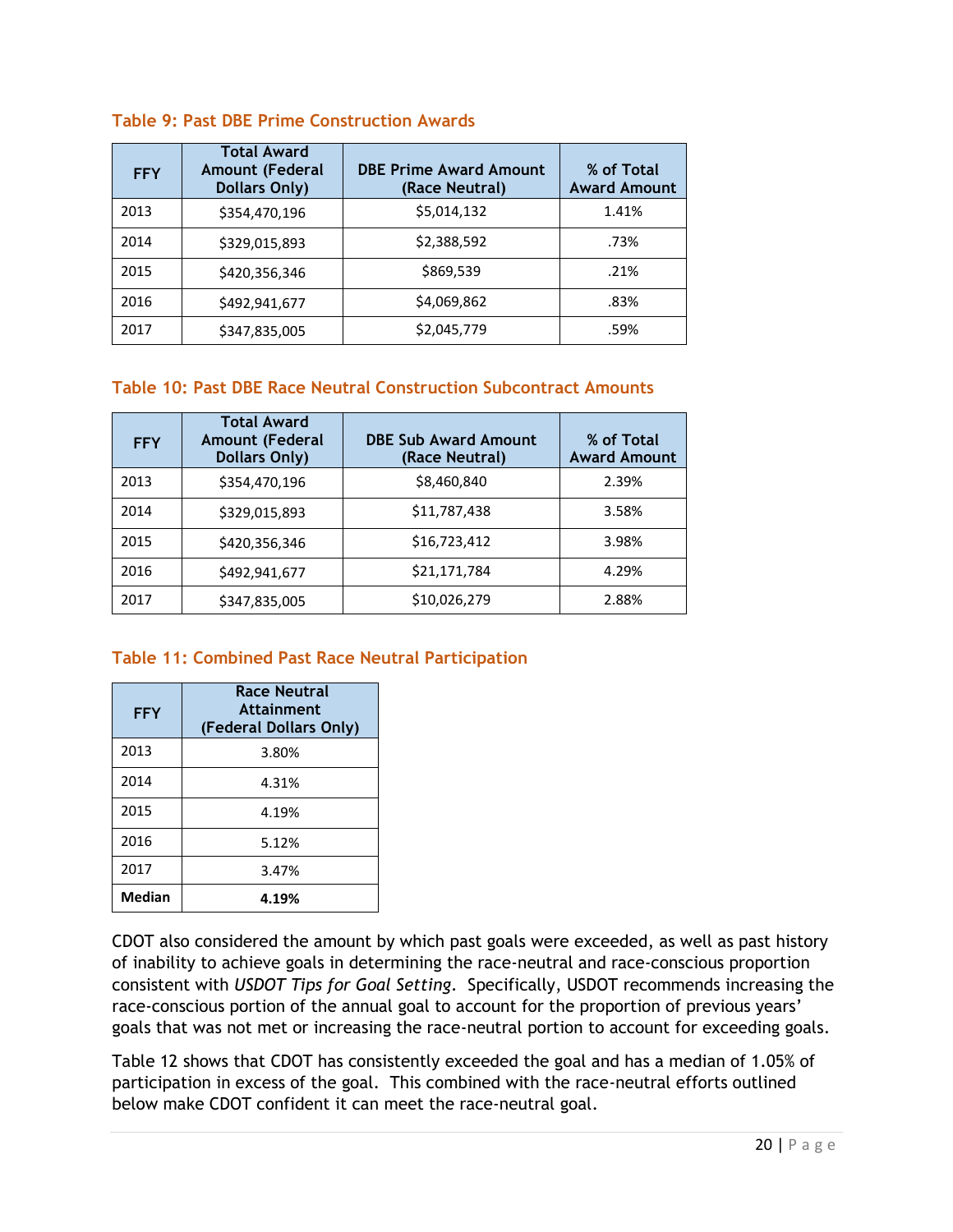### Table 9: Past DBE Prime Construction Awards

| FFY | Total Award Amount (Federal Dollars Only) | DBE Prime Award Amount (Race Neutral) | % of Total Award Amount |
|---|---|---|---|
| 2013 | $354,470,196 | $5,014,132 | 1.41% |
| 2014 | $329,015,893 | $2,388,592 | .73% |
| 2015 | $420,356,346 | $869,539 | .21% |
| 2016 | $492,941,677 | $4,069,862 | .83% |
| 2017 | $347,835,005 | $2,045,779 | .59% |

### Table 10: Past DBE Race Neutral Construction Subcontract Amounts

| FFY | Total Award Amount (Federal Dollars Only) | DBE Sub Award Amount (Race Neutral) | % of Total Award Amount |
|---|---|---|---|
| 2013 | $354,470,196 | $8,460,840 | 2.39% |
| 2014 | $329,015,893 | $11,787,438 | 3.58% |
| 2015 | $420,356,346 | $16,723,412 | 3.98% |
| 2016 | $492,941,677 | $21,171,784 | 4.29% |
| 2017 | $347,835,005 | $10,026,279 | 2.88% |

### Table 11: Combined Past Race Neutral Participation

| FFY | Race Neutral Attainment (Federal Dollars Only) |
|---|---|
| 2013 | 3.80% |
| 2014 | 4.31% |
| 2015 | 4.19% |
| 2016 | 5.12% |
| 2017 | 3.47% |
| **Median** | **4.19%** |

CDOT also considered the amount by which past goals were exceeded, as well as past history of inability to achieve goals in determining the race-neutral and race-conscious proportion consistent with *USDOT Tips for Goal Setting*. Specifically, USDOT recommends increasing the race-conscious portion of the annual goal to account for the proportion of previous years' goals that was not met or increasing the race-neutral portion to account for exceeding goals.

Table 12 shows that CDOT has consistently exceeded the goal and has a median of 1.05% of participation in excess of the goal. This combined with the race-neutral efforts outlined below make CDOT confident it can meet the race-neutral goal.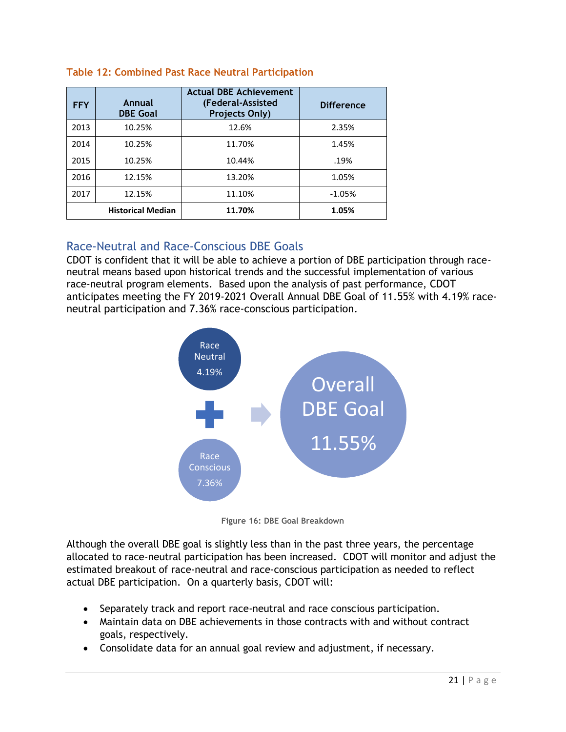**Table 12: Combined Past Race Neutral Participation**

| FFY | Annual DBE Goal | Actual DBE Achievement (Federal-Assisted Projects Only) | Difference |
|---|---|---|---|
| 2013 | 10.25% | 12.6% | 2.35% |
| 2014 | 10.25% | 11.70% | 1.45% |
| 2015 | 10.25% | 10.44% | .19% |
| 2016 | 12.15% | 13.20% | 1.05% |
| 2017 | 12.15% | 11.10% | -1.05% |
| | **Historical Median** | **11.70%** | **1.05%** |

## Race-Neutral and Race-Conscious DBE Goals

CDOT is confident that it will be able to achieve a portion of DBE participation through race-neutral means based upon historical trends and the successful implementation of various race-neutral program elements. Based upon the analysis of past performance, CDOT anticipates meeting the FY 2019-2021 Overall Annual DBE Goal of 11.55% with 4.19% race-neutral participation and 7.36% race-conscious participation.

Race Neutral 4.19% + Race Conscious 7.36% → Overall DBE Goal 11.55%

Figure 16: DBE Goal Breakdown

Although the overall DBE goal is slightly less than in the past three years, the percentage allocated to race-neutral participation has been increased. CDOT will monitor and adjust the estimated breakout of race-neutral and race-conscious participation as needed to reflect actual DBE participation. On a quarterly basis, CDOT will:

- Separately track and report race-neutral and race conscious participation.
- Maintain data on DBE achievements in those contracts with and without contract goals, respectively.
- Consolidate data for an annual goal review and adjustment, if necessary.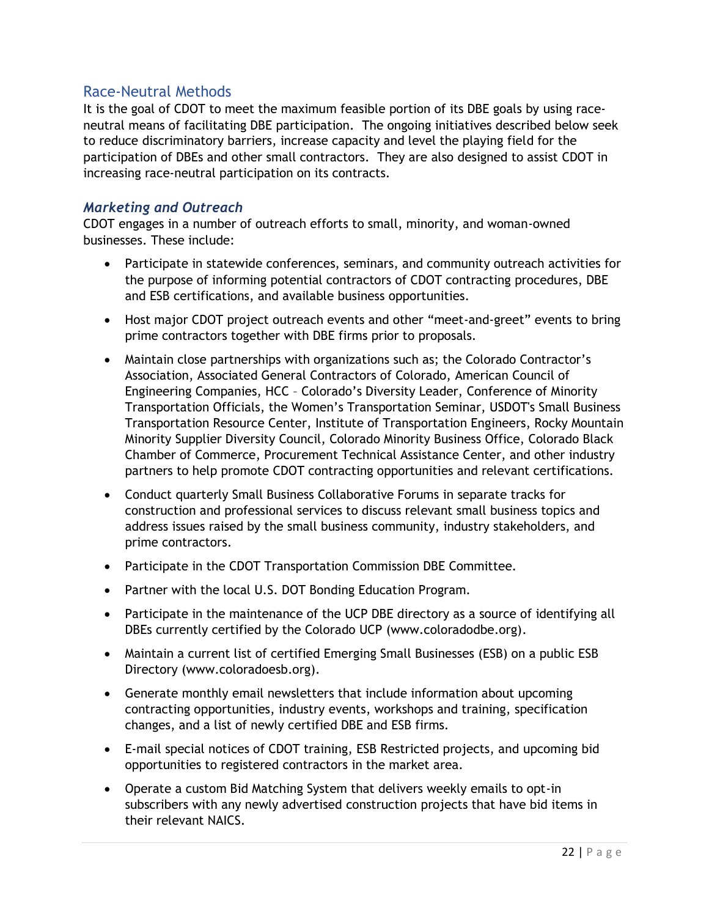## Race-Neutral Methods

It is the goal of CDOT to meet the maximum feasible portion of its DBE goals by using race-neutral means of facilitating DBE participation. The ongoing initiatives described below seek to reduce discriminatory barriers, increase capacity and level the playing field for the participation of DBEs and other small contractors. They are also designed to assist CDOT in increasing race-neutral participation on its contracts.

### *Marketing and Outreach*

CDOT engages in a number of outreach efforts to small, minority, and woman-owned businesses. These include:

- Participate in statewide conferences, seminars, and community outreach activities for the purpose of informing potential contractors of CDOT contracting procedures, DBE and ESB certifications, and available business opportunities.
- Host major CDOT project outreach events and other "meet-and-greet" events to bring prime contractors together with DBE firms prior to proposals.
- Maintain close partnerships with organizations such as; the Colorado Contractor's Association, Associated General Contractors of Colorado, American Council of Engineering Companies, HCC – Colorado's Diversity Leader, Conference of Minority Transportation Officials, the Women's Transportation Seminar, USDOT's Small Business Transportation Resource Center, Institute of Transportation Engineers, Rocky Mountain Minority Supplier Diversity Council, Colorado Minority Business Office, Colorado Black Chamber of Commerce, Procurement Technical Assistance Center, and other industry partners to help promote CDOT contracting opportunities and relevant certifications.
- Conduct quarterly Small Business Collaborative Forums in separate tracks for construction and professional services to discuss relevant small business topics and address issues raised by the small business community, industry stakeholders, and prime contractors.
- Participate in the CDOT Transportation Commission DBE Committee.
- Partner with the local U.S. DOT Bonding Education Program.
- Participate in the maintenance of the UCP DBE directory as a source of identifying all DBEs currently certified by the Colorado UCP (www.coloradodbe.org).
- Maintain a current list of certified Emerging Small Businesses (ESB) on a public ESB Directory (www.coloradoesb.org).
- Generate monthly email newsletters that include information about upcoming contracting opportunities, industry events, workshops and training, specification changes, and a list of newly certified DBE and ESB firms.
- E-mail special notices of CDOT training, ESB Restricted projects, and upcoming bid opportunities to registered contractors in the market area.
- Operate a custom Bid Matching System that delivers weekly emails to opt-in subscribers with any newly advertised construction projects that have bid items in their relevant NAICS.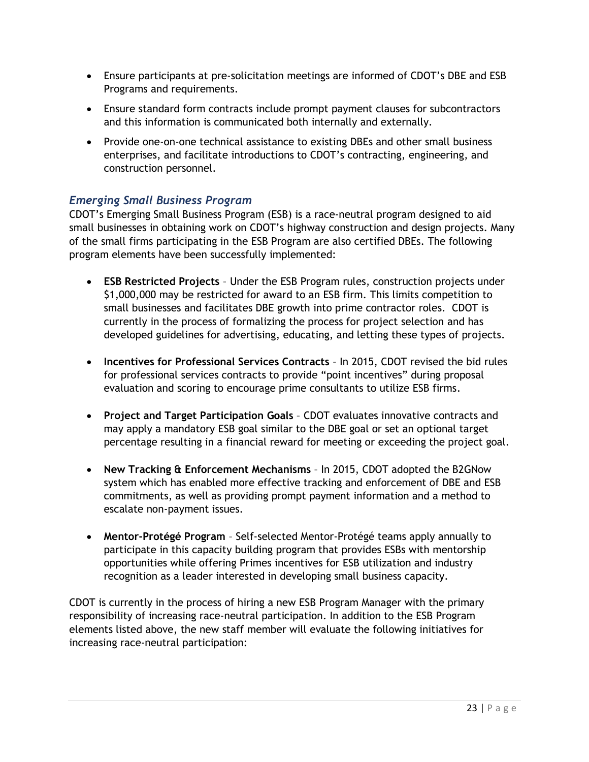- Ensure participants at pre-solicitation meetings are informed of CDOT's DBE and ESB Programs and requirements.
- Ensure standard form contracts include prompt payment clauses for subcontractors and this information is communicated both internally and externally.
- Provide one-on-one technical assistance to existing DBEs and other small business enterprises, and facilitate introductions to CDOT's contracting, engineering, and construction personnel.

### *Emerging Small Business Program*

CDOT's Emerging Small Business Program (ESB) is a race-neutral program designed to aid small businesses in obtaining work on CDOT's highway construction and design projects. Many of the small firms participating in the ESB Program are also certified DBEs. The following program elements have been successfully implemented:

- **ESB Restricted Projects** – Under the ESB Program rules, construction projects under $1,000,000 may be restricted for award to an ESB firm. This limits competition to small businesses and facilitates DBE growth into prime contractor roles. CDOT is currently in the process of formalizing the process for project selection and has developed guidelines for advertising, educating, and letting these types of projects.

- **Incentives for Professional Services Contracts** – In 2015, CDOT revised the bid rules for professional services contracts to provide "point incentives" during proposal evaluation and scoring to encourage prime consultants to utilize ESB firms.

- **Project and Target Participation Goals** – CDOT evaluates innovative contracts and may apply a mandatory ESB goal similar to the DBE goal or set an optional target percentage resulting in a financial reward for meeting or exceeding the project goal.

- **New Tracking & Enforcement Mechanisms** – In 2015, CDOT adopted the B2GNow system which has enabled more effective tracking and enforcement of DBE and ESB commitments, as well as providing prompt payment information and a method to escalate non-payment issues.

- **Mentor-Protégé Program** – Self-selected Mentor-Protégé teams apply annually to participate in this capacity building program that provides ESBs with mentorship opportunities while offering Primes incentives for ESB utilization and industry recognition as a leader interested in developing small business capacity.

CDOT is currently in the process of hiring a new ESB Program Manager with the primary responsibility of increasing race-neutral participation. In addition to the ESB Program elements listed above, the new staff member will evaluate the following initiatives for increasing race-neutral participation: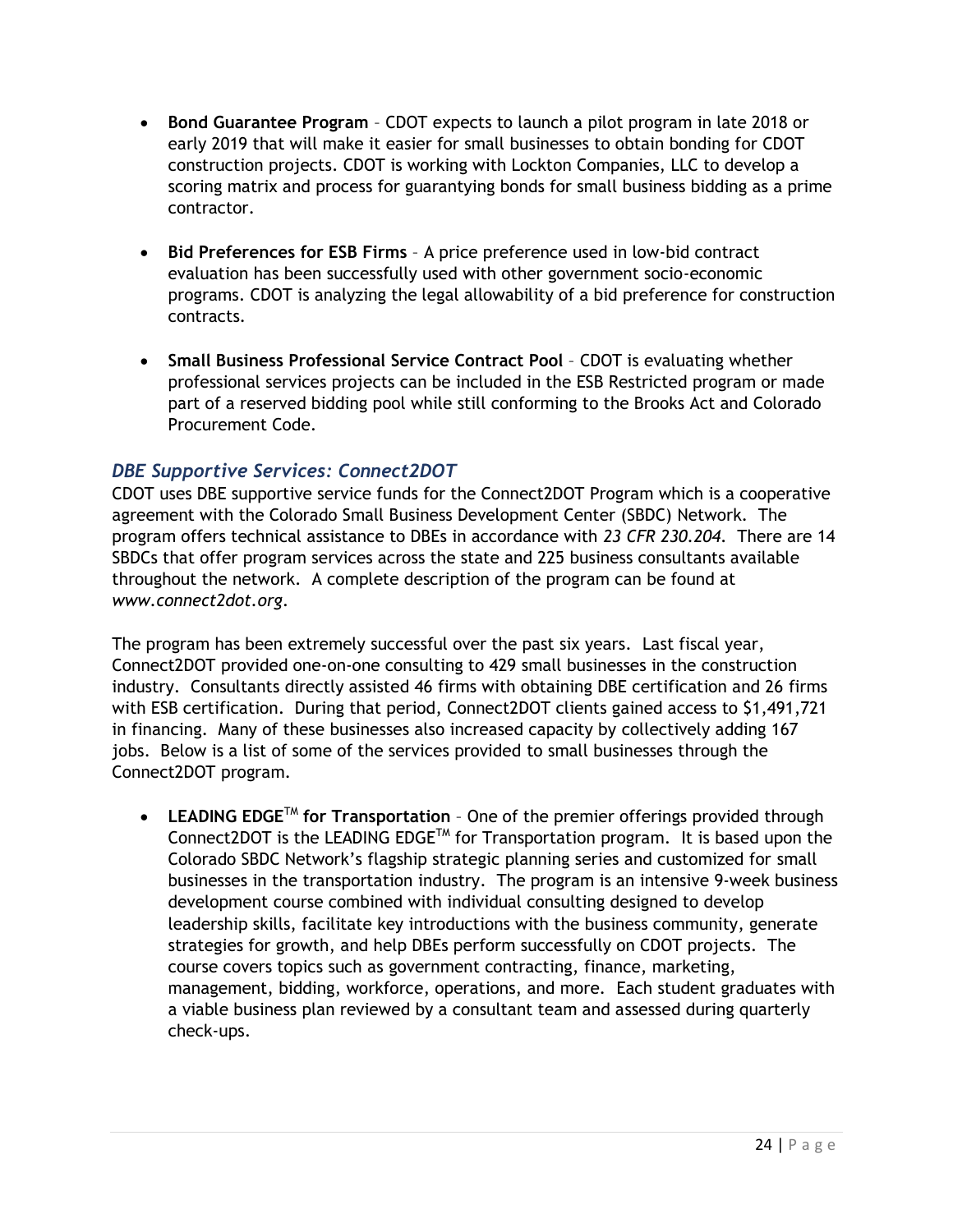- **Bond Guarantee Program** – CDOT expects to launch a pilot program in late 2018 or early 2019 that will make it easier for small businesses to obtain bonding for CDOT construction projects. CDOT is working with Lockton Companies, LLC to develop a scoring matrix and process for guarantying bonds for small business bidding as a prime contractor.

- **Bid Preferences for ESB Firms** – A price preference used in low-bid contract evaluation has been successfully used with other government socio-economic programs. CDOT is analyzing the legal allowability of a bid preference for construction contracts.

- **Small Business Professional Service Contract Pool** – CDOT is evaluating whether professional services projects can be included in the ESB Restricted program or made part of a reserved bidding pool while still conforming to the Brooks Act and Colorado Procurement Code.

### *DBE Supportive Services: Connect2DOT*

CDOT uses DBE supportive service funds for the Connect2DOT Program which is a cooperative agreement with the Colorado Small Business Development Center (SBDC) Network. The program offers technical assistance to DBEs in accordance with *23 CFR 230.204*. There are 14 SBDCs that offer program services across the state and 225 business consultants available throughout the network. A complete description of the program can be found at *www.connect2dot.org*.

The program has been extremely successful over the past six years. Last fiscal year, Connect2DOT provided one-on-one consulting to 429 small businesses in the construction industry. Consultants directly assisted 46 firms with obtaining DBE certification and 26 firms with ESB certification. During that period, Connect2DOT clients gained access to $1,491,721 in financing. Many of these businesses also increased capacity by collectively adding 167 jobs. Below is a list of some of the services provided to small businesses through the Connect2DOT program.

- **LEADING EDGE™ for Transportation** – One of the premier offerings provided through Connect2DOT is the LEADING EDGE™ for Transportation program. It is based upon the Colorado SBDC Network's flagship strategic planning series and customized for small businesses in the transportation industry. The program is an intensive 9-week business development course combined with individual consulting designed to develop leadership skills, facilitate key introductions with the business community, generate strategies for growth, and help DBEs perform successfully on CDOT projects. The course covers topics such as government contracting, finance, marketing, management, bidding, workforce, operations, and more. Each student graduates with a viable business plan reviewed by a consultant team and assessed during quarterly check-ups.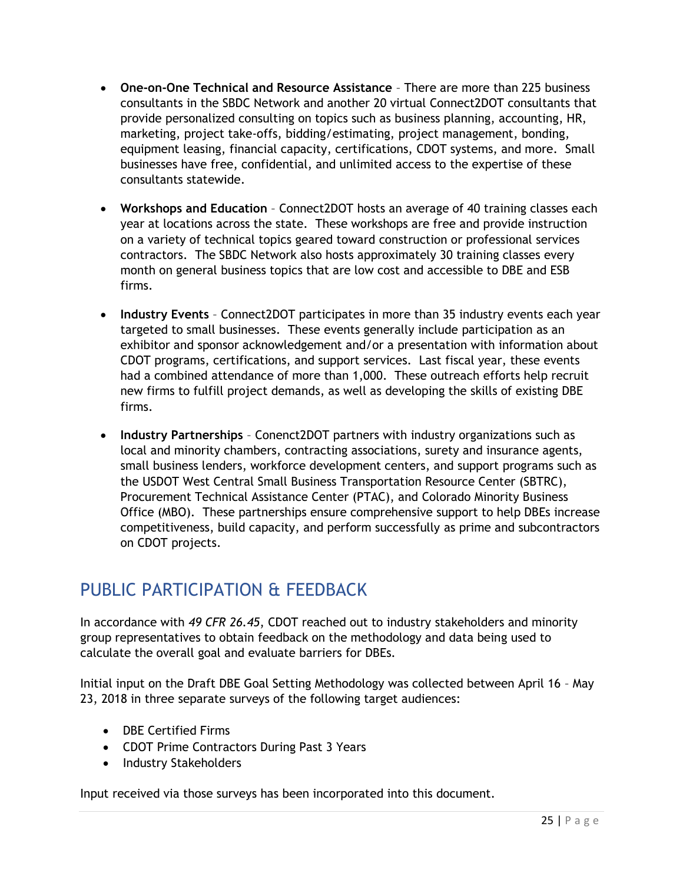- **One-on-One Technical and Resource Assistance** – There are more than 225 business consultants in the SBDC Network and another 20 virtual Connect2DOT consultants that provide personalized consulting on topics such as business planning, accounting, HR, marketing, project take-offs, bidding/estimating, project management, bonding, equipment leasing, financial capacity, certifications, CDOT systems, and more. Small businesses have free, confidential, and unlimited access to the expertise of these consultants statewide.

- **Workshops and Education** – Connect2DOT hosts an average of 40 training classes each year at locations across the state. These workshops are free and provide instruction on a variety of technical topics geared toward construction or professional services contractors. The SBDC Network also hosts approximately 30 training classes every month on general business topics that are low cost and accessible to DBE and ESB firms.

- **Industry Events** – Connect2DOT participates in more than 35 industry events each year targeted to small businesses. These events generally include participation as an exhibitor and sponsor acknowledgement and/or a presentation with information about CDOT programs, certifications, and support services. Last fiscal year, these events had a combined attendance of more than 1,000. These outreach efforts help recruit new firms to fulfill project demands, as well as developing the skills of existing DBE firms.

- **Industry Partnerships** – Conenct2DOT partners with industry organizations such as local and minority chambers, contracting associations, surety and insurance agents, small business lenders, workforce development centers, and support programs such as the USDOT West Central Small Business Transportation Resource Center (SBTRC), Procurement Technical Assistance Center (PTAC), and Colorado Minority Business Office (MBO). These partnerships ensure comprehensive support to help DBEs increase competitiveness, build capacity, and perform successfully as prime and subcontractors on CDOT projects.

# PUBLIC PARTICIPATION & FEEDBACK

In accordance with *49 CFR 26.45*, CDOT reached out to industry stakeholders and minority group representatives to obtain feedback on the methodology and data being used to calculate the overall goal and evaluate barriers for DBEs.

Initial input on the Draft DBE Goal Setting Methodology was collected between April 16 – May 23, 2018 in three separate surveys of the following target audiences:

- DBE Certified Firms
- CDOT Prime Contractors During Past 3 Years
- Industry Stakeholders

Input received via those surveys has been incorporated into this document.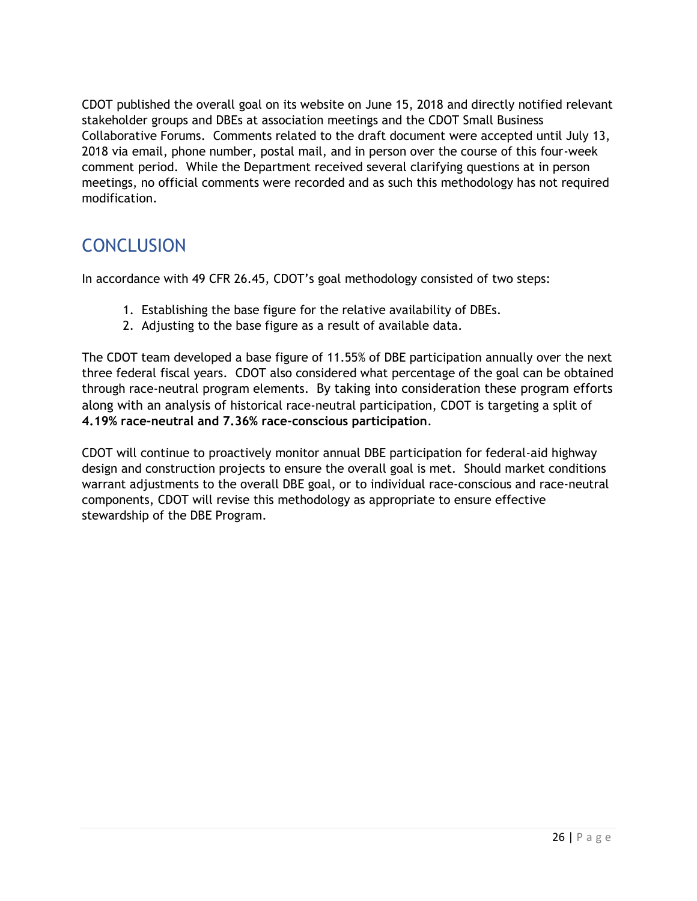CDOT published the overall goal on its website on June 15, 2018 and directly notified relevant stakeholder groups and DBEs at association meetings and the CDOT Small Business Collaborative Forums. Comments related to the draft document were accepted until July 13, 2018 via email, phone number, postal mail, and in person over the course of this four-week comment period. While the Department received several clarifying questions at in person meetings, no official comments were recorded and as such this methodology has not required modification.

# CONCLUSION

In accordance with 49 CFR 26.45, CDOT's goal methodology consisted of two steps:

1. Establishing the base figure for the relative availability of DBEs.
2. Adjusting to the base figure as a result of available data.

The CDOT team developed a base figure of 11.55% of DBE participation annually over the next three federal fiscal years. CDOT also considered what percentage of the goal can be obtained through race-neutral program elements. By taking into consideration these program efforts along with an analysis of historical race-neutral participation, CDOT is targeting a split of **4.19% race-neutral and 7.36% race-conscious participation**.

CDOT will continue to proactively monitor annual DBE participation for federal-aid highway design and construction projects to ensure the overall goal is met. Should market conditions warrant adjustments to the overall DBE goal, or to individual race-conscious and race-neutral components, CDOT will revise this methodology as appropriate to ensure effective stewardship of the DBE Program.